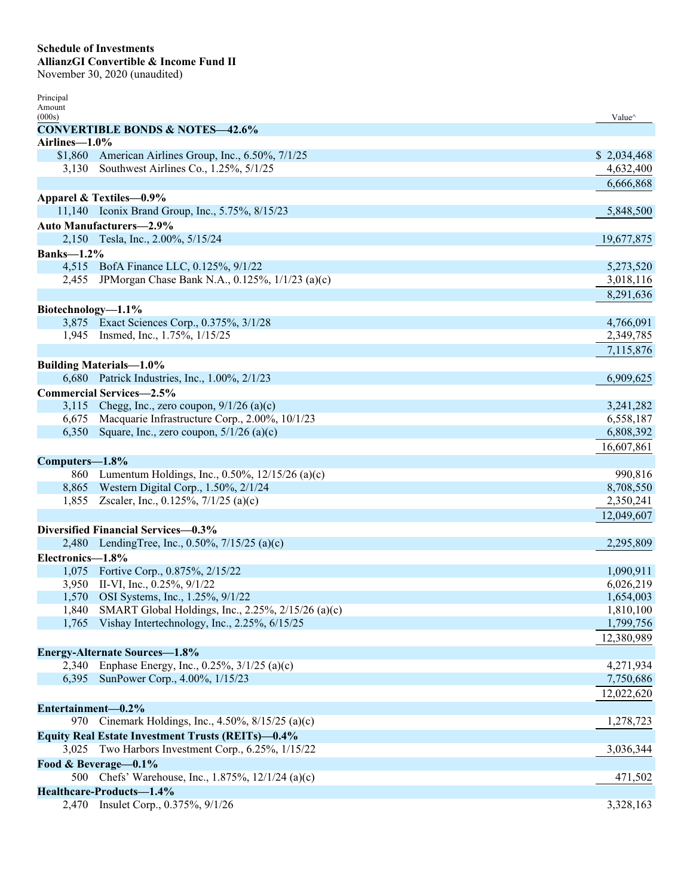**Schedule of Investments**
**AllianzGI Convertible & Income Fund II**
November 30, 2020 (unaudited)

| Principal Amount (000s) | | Value^ |
|---|---|---|
| **CONVERTIBLE BONDS & NOTES—42.6%** | | |
| **Airlines—1.0%** | | |
| $1,860 | American Airlines Group, Inc., 6.50%, 7/1/25 | $ 2,034,468 |
| 3,130 | Southwest Airlines Co., 1.25%, 5/1/25 | 4,632,400 |
| | | 6,666,868 |
| **Apparel & Textiles—0.9%** | | |
| 11,140 | Iconix Brand Group, Inc., 5.75%, 8/15/23 | 5,848,500 |
| **Auto Manufacturers—2.9%** | | |
| 2,150 | Tesla, Inc., 2.00%, 5/15/24 | 19,677,875 |
| **Banks—1.2%** | | |
| 4,515 | BofA Finance LLC, 0.125%, 9/1/22 | 5,273,520 |
| 2,455 | JPMorgan Chase Bank N.A., 0.125%, 1/1/23 (a)(c) | 3,018,116 |
| | | 8,291,636 |
| **Biotechnology—1.1%** | | |
| 3,875 | Exact Sciences Corp., 0.375%, 3/1/28 | 4,766,091 |
| 1,945 | Insmed, Inc., 1.75%, 1/15/25 | 2,349,785 |
| | | 7,115,876 |
| **Building Materials—1.0%** | | |
| 6,680 | Patrick Industries, Inc., 1.00%, 2/1/23 | 6,909,625 |
| **Commercial Services—2.5%** | | |
| 3,115 | Chegg, Inc., zero coupon, 9/1/26 (a)(c) | 3,241,282 |
| 6,675 | Macquarie Infrastructure Corp., 2.00%, 10/1/23 | 6,558,187 |
| 6,350 | Square, Inc., zero coupon, 5/1/26 (a)(c) | 6,808,392 |
| | | 16,607,861 |
| **Computers—1.8%** | | |
| 860 | Lumentum Holdings, Inc., 0.50%, 12/15/26 (a)(c) | 990,816 |
| 8,865 | Western Digital Corp., 1.50%, 2/1/24 | 8,708,550 |
| 1,855 | Zscaler, Inc., 0.125%, 7/1/25 (a)(c) | 2,350,241 |
| | | 12,049,607 |
| **Diversified Financial Services—0.3%** | | |
| 2,480 | LendingTree, Inc., 0.50%, 7/15/25 (a)(c) | 2,295,809 |
| **Electronics—1.8%** | | |
| 1,075 | Fortive Corp., 0.875%, 2/15/22 | 1,090,911 |
| 3,950 | II-VI, Inc., 0.25%, 9/1/22 | 6,026,219 |
| 1,570 | OSI Systems, Inc., 1.25%, 9/1/22 | 1,654,003 |
| 1,840 | SMART Global Holdings, Inc., 2.25%, 2/15/26 (a)(c) | 1,810,100 |
| 1,765 | Vishay Intertechnology, Inc., 2.25%, 6/15/25 | 1,799,756 |
| | | 12,380,989 |
| **Energy-Alternate Sources—1.8%** | | |
| 2,340 | Enphase Energy, Inc., 0.25%, 3/1/25 (a)(c) | 4,271,934 |
| 6,395 | SunPower Corp., 4.00%, 1/15/23 | 7,750,686 |
| | | 12,022,620 |
| **Entertainment—0.2%** | | |
| 970 | Cinemark Holdings, Inc., 4.50%, 8/15/25 (a)(c) | 1,278,723 |
| **Equity Real Estate Investment Trusts (REITs)—0.4%** | | |
| 3,025 | Two Harbors Investment Corp., 6.25%, 1/15/22 | 3,036,344 |
| **Food & Beverage—0.1%** | | |
| 500 | Chefs' Warehouse, Inc., 1.875%, 12/1/24 (a)(c) | 471,502 |
| **Healthcare-Products—1.4%** | | |
| 2,470 | Insulet Corp., 0.375%, 9/1/26 | 3,328,163 |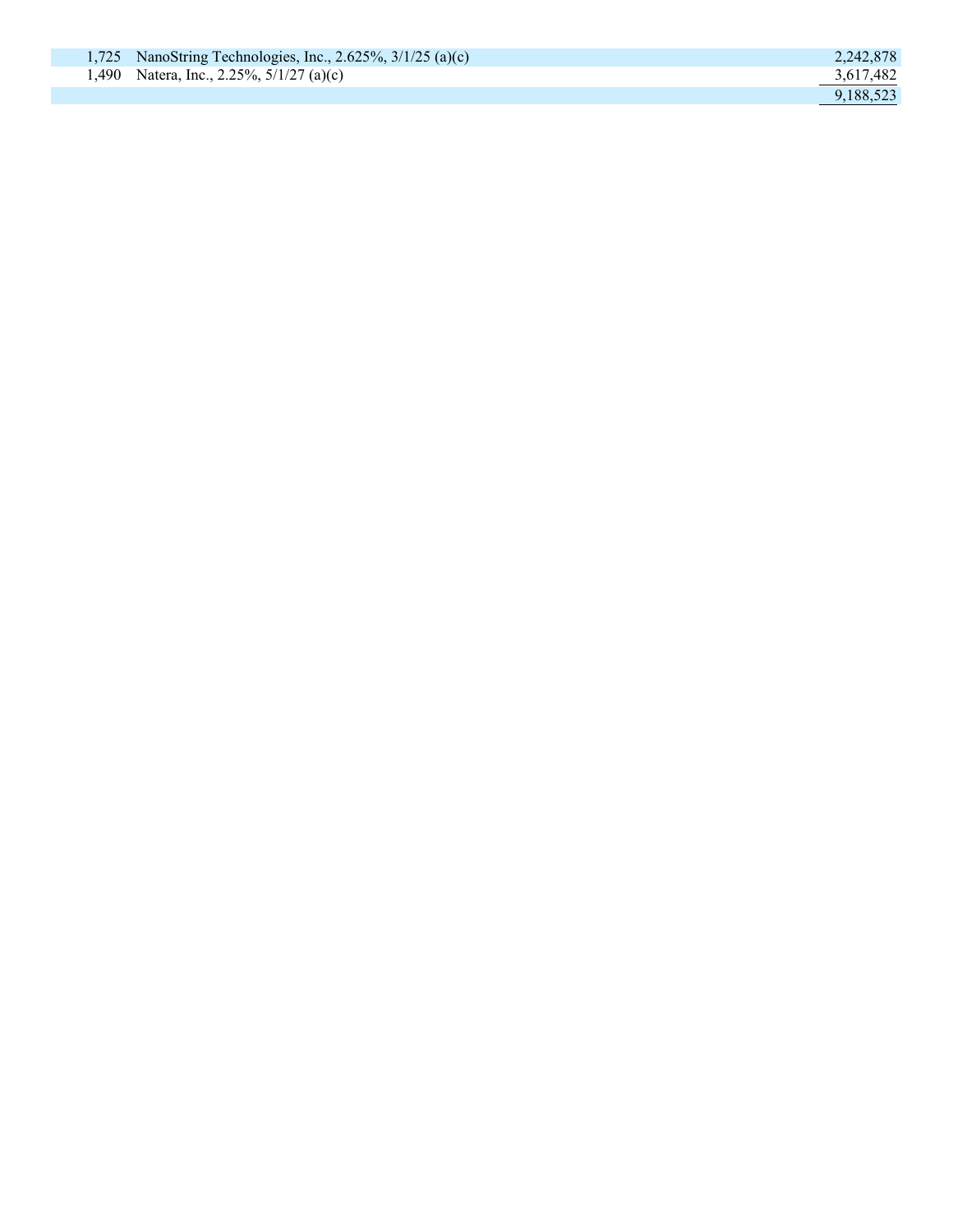| | | |
|---|---|---|
| 1,725 | NanoString Technologies, Inc., 2.625%, 3/1/25 (a)(c) | 2,242,878 |
| 1,490 | Natera, Inc., 2.25%, 5/1/27 (a)(c) | 3,617,482 |
| | | 9,188,523 |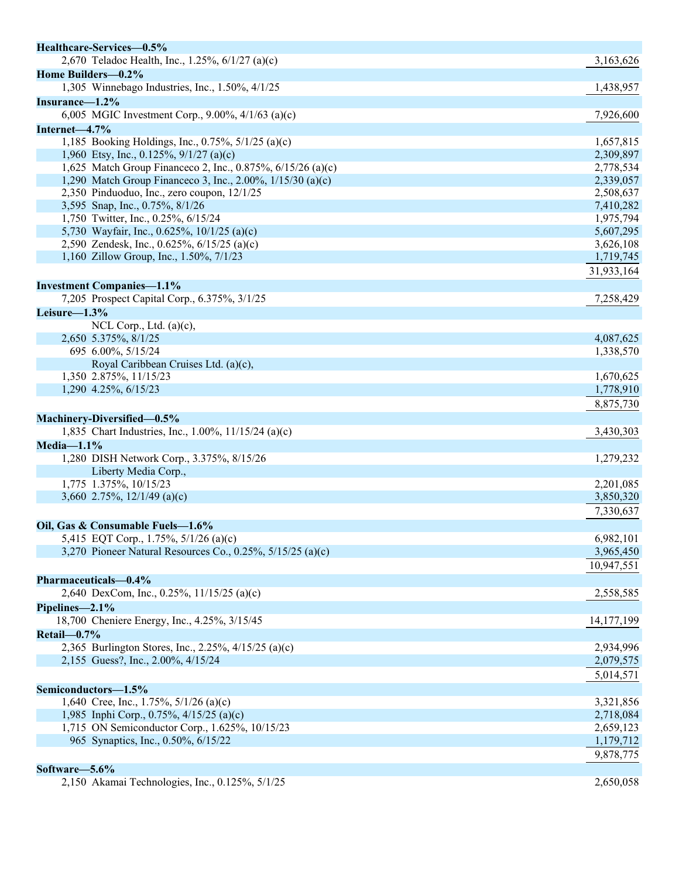| Principal Amount (000s) | Description | Value |
|---|---|---|
| **Healthcare-Services—0.5%** | | |
| 2,670 | Teladoc Health, Inc., 1.25%, 6/1/27 (a)(c) | 3,163,626 |
| **Home Builders—0.2%** | | |
| 1,305 | Winnebago Industries, Inc., 1.50%, 4/1/25 | 1,438,957 |
| **Insurance—1.2%** | | |
| 6,005 | MGIC Investment Corp., 9.00%, 4/1/63 (a)(c) | 7,926,600 |
| **Internet—4.7%** | | |
| 1,185 | Booking Holdings, Inc., 0.75%, 5/1/25 (a)(c) | 1,657,815 |
| 1,960 | Etsy, Inc., 0.125%, 9/1/27 (a)(c) | 2,309,897 |
| 1,625 | Match Group Financeco 2, Inc., 0.875%, 6/15/26 (a)(c) | 2,778,534 |
| 1,290 | Match Group Financeco 3, Inc., 2.00%, 1/15/30 (a)(c) | 2,339,057 |
| 2,350 | Pinduoduo, Inc., zero coupon, 12/1/25 | 2,508,637 |
| 3,595 | Snap, Inc., 0.75%, 8/1/26 | 7,410,282 |
| 1,750 | Twitter, Inc., 0.25%, 6/15/24 | 1,975,794 |
| 5,730 | Wayfair, Inc., 0.625%, 10/1/25 (a)(c) | 5,607,295 |
| 2,590 | Zendesk, Inc., 0.625%, 6/15/25 (a)(c) | 3,626,108 |
| 1,160 | Zillow Group, Inc., 1.50%, 7/1/23 | 1,719,745 |
| | | 31,933,164 |
| **Investment Companies—1.1%** | | |
| 7,205 | Prospect Capital Corp., 6.375%, 3/1/25 | 7,258,429 |
| **Leisure—1.3%** | | |
| | NCL Corp., Ltd. (a)(c), | |
| 2,650 | 5.375%, 8/1/25 | 4,087,625 |
| 695 | 6.00%, 5/15/24 | 1,338,570 |
| | Royal Caribbean Cruises Ltd. (a)(c), | |
| 1,350 | 2.875%, 11/15/23 | 1,670,625 |
| 1,290 | 4.25%, 6/15/23 | 1,778,910 |
| | | 8,875,730 |
| **Machinery-Diversified—0.5%** | | |
| 1,835 | Chart Industries, Inc., 1.00%, 11/15/24 (a)(c) | 3,430,303 |
| **Media—1.1%** | | |
| 1,280 | DISH Network Corp., 3.375%, 8/15/26 | 1,279,232 |
| | Liberty Media Corp., | |
| 1,775 | 1.375%, 10/15/23 | 2,201,085 |
| 3,660 | 2.75%, 12/1/49 (a)(c) | 3,850,320 |
| | | 7,330,637 |
| **Oil, Gas & Consumable Fuels—1.6%** | | |
| 5,415 | EQT Corp., 1.75%, 5/1/26 (a)(c) | 6,982,101 |
| 3,270 | Pioneer Natural Resources Co., 0.25%, 5/15/25 (a)(c) | 3,965,450 |
| | | 10,947,551 |
| **Pharmaceuticals—0.4%** | | |
| 2,640 | DexCom, Inc., 0.25%, 11/15/25 (a)(c) | 2,558,585 |
| **Pipelines—2.1%** | | |
| 18,700 | Cheniere Energy, Inc., 4.25%, 3/15/45 | 14,177,199 |
| **Retail—0.7%** | | |
| 2,365 | Burlington Stores, Inc., 2.25%, 4/15/25 (a)(c) | 2,934,996 |
| 2,155 | Guess?, Inc., 2.00%, 4/15/24 | 2,079,575 |
| | | 5,014,571 |
| **Semiconductors—1.5%** | | |
| 1,640 | Cree, Inc., 1.75%, 5/1/26 (a)(c) | 3,321,856 |
| 1,985 | Inphi Corp., 0.75%, 4/15/25 (a)(c) | 2,718,084 |
| 1,715 | ON Semiconductor Corp., 1.625%, 10/15/23 | 2,659,123 |
| 965 | Synaptics, Inc., 0.50%, 6/15/22 | 1,179,712 |
| | | 9,878,775 |
| **Software—5.6%** | | |
| 2,150 | Akamai Technologies, Inc., 0.125%, 5/1/25 | 2,650,058 |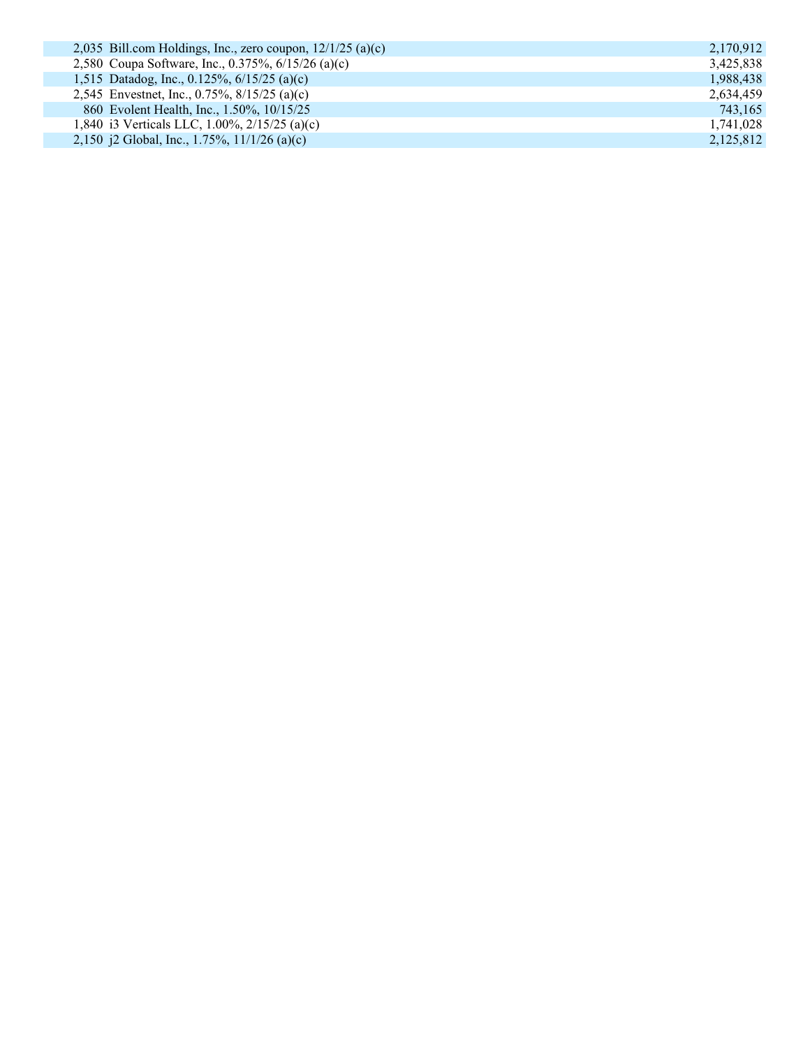| | | |
|---|---|---|
| 2,035 | Bill.com Holdings, Inc., zero coupon, 12/1/25 (a)(c) | 2,170,912 |
| 2,580 | Coupa Software, Inc., 0.375%, 6/15/26 (a)(c) | 3,425,838 |
| 1,515 | Datadog, Inc., 0.125%, 6/15/25 (a)(c) | 1,988,438 |
| 2,545 | Envestnet, Inc., 0.75%, 8/15/25 (a)(c) | 2,634,459 |
| 860 | Evolent Health, Inc., 1.50%, 10/15/25 | 743,165 |
| 1,840 | i3 Verticals LLC, 1.00%, 2/15/25 (a)(c) | 1,741,028 |
| 2,150 | j2 Global, Inc., 1.75%, 11/1/26 (a)(c) | 2,125,812 |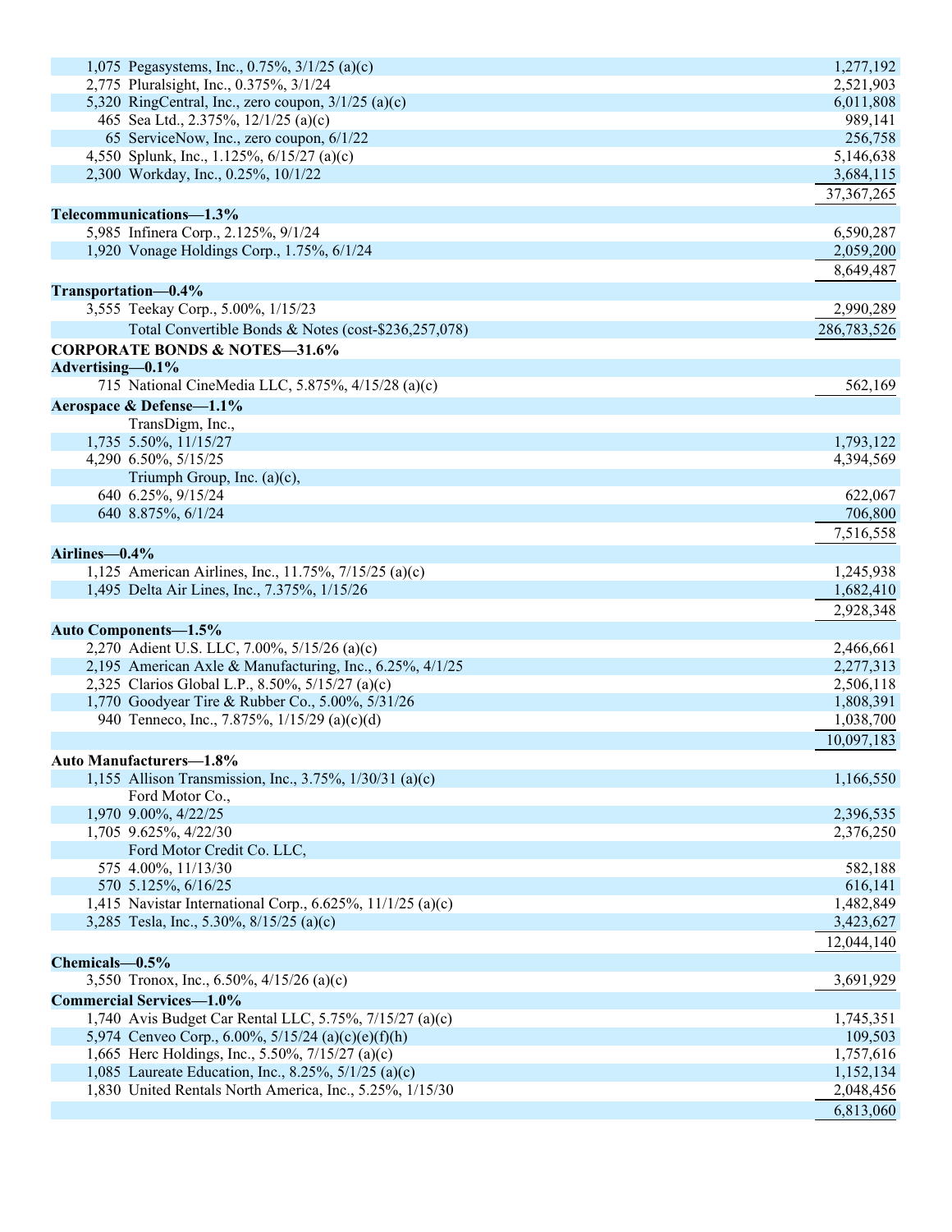| Principal Amount (000s) | Description | Value |
|---|---|---|
| 1,075 | Pegasystems, Inc., 0.75%, 3/1/25 (a)(c) | 1,277,192 |
| 2,775 | Pluralsight, Inc., 0.375%, 3/1/24 | 2,521,903 |
| 5,320 | RingCentral, Inc., zero coupon, 3/1/25 (a)(c) | 6,011,808 |
| 465 | Sea Ltd., 2.375%, 12/1/25 (a)(c) | 989,141 |
| 65 | ServiceNow, Inc., zero coupon, 6/1/22 | 256,758 |
| 4,550 | Splunk, Inc., 1.125%, 6/15/27 (a)(c) | 5,146,638 |
| 2,300 | Workday, Inc., 0.25%, 10/1/22 | 3,684,115 |
| | | 37,367,265 |
| **Telecommunications—1.3%** | | |
| 5,985 | Infinera Corp., 2.125%, 9/1/24 | 6,590,287 |
| 1,920 | Vonage Holdings Corp., 1.75%, 6/1/24 | 2,059,200 |
| | | 8,649,487 |
| **Transportation—0.4%** | | |
| 3,555 | Teekay Corp., 5.00%, 1/15/23 | 2,990,289 |
| | Total Convertible Bonds & Notes (cost-$236,257,078) | 286,783,526 |
| **CORPORATE BONDS & NOTES—31.6%** | | |
| **Advertising—0.1%** | | |
| 715 | National CineMedia LLC, 5.875%, 4/15/28 (a)(c) | 562,169 |
| **Aerospace & Defense—1.1%** | | |
| | TransDigm, Inc., | |
| 1,735 | 5.50%, 11/15/27 | 1,793,122 |
| 4,290 | 6.50%, 5/15/25 | 4,394,569 |
| | Triumph Group, Inc. (a)(c), | |
| 640 | 6.25%, 9/15/24 | 622,067 |
| 640 | 8.875%, 6/1/24 | 706,800 |
| | | 7,516,558 |
| **Airlines—0.4%** | | |
| 1,125 | American Airlines, Inc., 11.75%, 7/15/25 (a)(c) | 1,245,938 |
| 1,495 | Delta Air Lines, Inc., 7.375%, 1/15/26 | 1,682,410 |
| | | 2,928,348 |
| **Auto Components—1.5%** | | |
| 2,270 | Adient U.S. LLC, 7.00%, 5/15/26 (a)(c) | 2,466,661 |
| 2,195 | American Axle & Manufacturing, Inc., 6.25%, 4/1/25 | 2,277,313 |
| 2,325 | Clarios Global L.P., 8.50%, 5/15/27 (a)(c) | 2,506,118 |
| 1,770 | Goodyear Tire & Rubber Co., 5.00%, 5/31/26 | 1,808,391 |
| 940 | Tenneco, Inc., 7.875%, 1/15/29 (a)(c)(d) | 1,038,700 |
| | | 10,097,183 |
| **Auto Manufacturers—1.8%** | | |
| 1,155 | Allison Transmission, Inc., 3.75%, 1/30/31 (a)(c) | 1,166,550 |
| | Ford Motor Co., | |
| 1,970 | 9.00%, 4/22/25 | 2,396,535 |
| 1,705 | 9.625%, 4/22/30 | 2,376,250 |
| | Ford Motor Credit Co. LLC, | |
| 575 | 4.00%, 11/13/30 | 582,188 |
| 570 | 5.125%, 6/16/25 | 616,141 |
| 1,415 | Navistar International Corp., 6.625%, 11/1/25 (a)(c) | 1,482,849 |
| 3,285 | Tesla, Inc., 5.30%, 8/15/25 (a)(c) | 3,423,627 |
| | | 12,044,140 |
| **Chemicals—0.5%** | | |
| 3,550 | Tronox, Inc., 6.50%, 4/15/26 (a)(c) | 3,691,929 |
| **Commercial Services—1.0%** | | |
| 1,740 | Avis Budget Car Rental LLC, 5.75%, 7/15/27 (a)(c) | 1,745,351 |
| 5,974 | Cenveo Corp., 6.00%, 5/15/24 (a)(c)(e)(f)(h) | 109,503 |
| 1,665 | Herc Holdings, Inc., 5.50%, 7/15/27 (a)(c) | 1,757,616 |
| 1,085 | Laureate Education, Inc., 8.25%, 5/1/25 (a)(c) | 1,152,134 |
| 1,830 | United Rentals North America, Inc., 5.25%, 1/15/30 | 2,048,456 |
| | | 6,813,060 |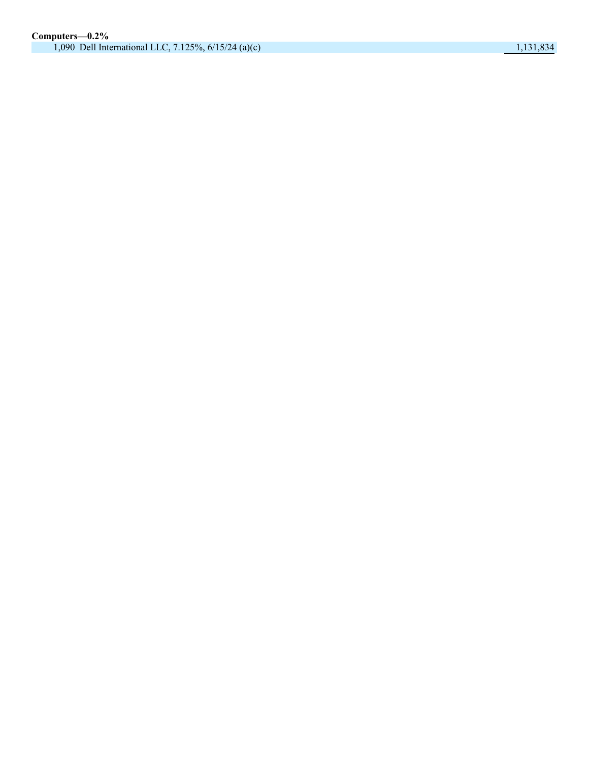**Computers—0.2%**

| | | |
|---|---|---|
| 1,090 | Dell International LLC, 7.125%, 6/15/24 (a)(c) | 1,131,834 |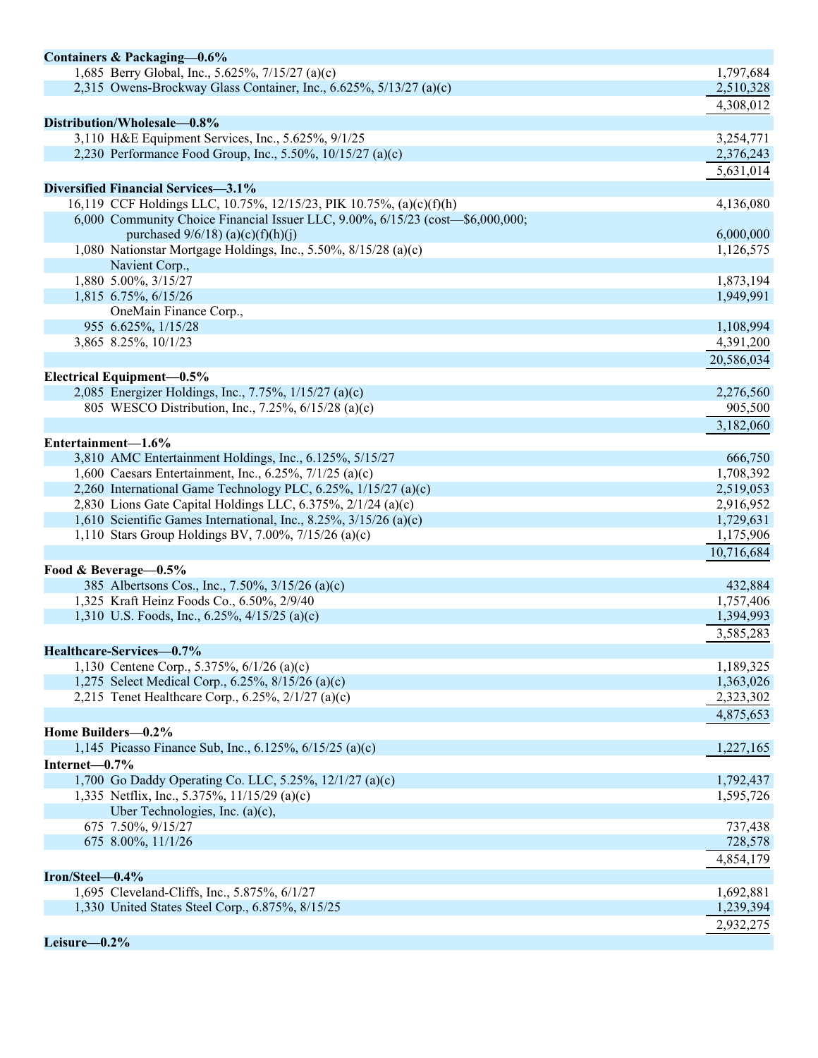| Principal Amount (000s) | Description | Value |
|---|---|---|
| **Containers & Packaging—0.6%** | | |
| 1,685 | Berry Global, Inc., 5.625%, 7/15/27 (a)(c) | 1,797,684 |
| 2,315 | Owens-Brockway Glass Container, Inc., 6.625%, 5/13/27 (a)(c) | 2,510,328 |
| | | 4,308,012 |
| **Distribution/Wholesale—0.8%** | | |
| 3,110 | H&E Equipment Services, Inc., 5.625%, 9/1/25 | 3,254,771 |
| 2,230 | Performance Food Group, Inc., 5.50%, 10/15/27 (a)(c) | 2,376,243 |
| | | 5,631,014 |
| **Diversified Financial Services—3.1%** | | |
| 16,119 | CCF Holdings LLC, 10.75%, 12/15/23, PIK 10.75%, (a)(c)(f)(h) | 4,136,080 |
| 6,000 | Community Choice Financial Issuer LLC, 9.00%, 6/15/23 (cost—$6,000,000; purchased 9/6/18) (a)(c)(f)(h)(j) | 6,000,000 |
| 1,080 | Nationstar Mortgage Holdings, Inc., 5.50%, 8/15/28 (a)(c) | 1,126,575 |
| | Navient Corp., | |
| 1,880 | 5.00%, 3/15/27 | 1,873,194 |
| 1,815 | 6.75%, 6/15/26 | 1,949,991 |
| | OneMain Finance Corp., | |
| 955 | 6.625%, 1/15/28 | 1,108,994 |
| 3,865 | 8.25%, 10/1/23 | 4,391,200 |
| | | 20,586,034 |
| **Electrical Equipment—0.5%** | | |
| 2,085 | Energizer Holdings, Inc., 7.75%, 1/15/27 (a)(c) | 2,276,560 |
| 805 | WESCO Distribution, Inc., 7.25%, 6/15/28 (a)(c) | 905,500 |
| | | 3,182,060 |
| **Entertainment—1.6%** | | |
| 3,810 | AMC Entertainment Holdings, Inc., 6.125%, 5/15/27 | 666,750 |
| 1,600 | Caesars Entertainment, Inc., 6.25%, 7/1/25 (a)(c) | 1,708,392 |
| 2,260 | International Game Technology PLC, 6.25%, 1/15/27 (a)(c) | 2,519,053 |
| 2,830 | Lions Gate Capital Holdings LLC, 6.375%, 2/1/24 (a)(c) | 2,916,952 |
| 1,610 | Scientific Games International, Inc., 8.25%, 3/15/26 (a)(c) | 1,729,631 |
| 1,110 | Stars Group Holdings BV, 7.00%, 7/15/26 (a)(c) | 1,175,906 |
| | | 10,716,684 |
| **Food & Beverage—0.5%** | | |
| 385 | Albertsons Cos., Inc., 7.50%, 3/15/26 (a)(c) | 432,884 |
| 1,325 | Kraft Heinz Foods Co., 6.50%, 2/9/40 | 1,757,406 |
| 1,310 | U.S. Foods, Inc., 6.25%, 4/15/25 (a)(c) | 1,394,993 |
| | | 3,585,283 |
| **Healthcare-Services—0.7%** | | |
| 1,130 | Centene Corp., 5.375%, 6/1/26 (a)(c) | 1,189,325 |
| 1,275 | Select Medical Corp., 6.25%, 8/15/26 (a)(c) | 1,363,026 |
| 2,215 | Tenet Healthcare Corp., 6.25%, 2/1/27 (a)(c) | 2,323,302 |
| | | 4,875,653 |
| **Home Builders—0.2%** | | |
| 1,145 | Picasso Finance Sub, Inc., 6.125%, 6/15/25 (a)(c) | 1,227,165 |
| **Internet—0.7%** | | |
| 1,700 | Go Daddy Operating Co. LLC, 5.25%, 12/1/27 (a)(c) | 1,792,437 |
| 1,335 | Netflix, Inc., 5.375%, 11/15/29 (a)(c) | 1,595,726 |
| | Uber Technologies, Inc. (a)(c), | |
| 675 | 7.50%, 9/15/27 | 737,438 |
| 675 | 8.00%, 11/1/26 | 728,578 |
| | | 4,854,179 |
| **Iron/Steel—0.4%** | | |
| 1,695 | Cleveland-Cliffs, Inc., 5.875%, 6/1/27 | 1,692,881 |
| 1,330 | United States Steel Corp., 6.875%, 8/15/25 | 1,239,394 |
| | | 2,932,275 |
| **Leisure—0.2%** | | |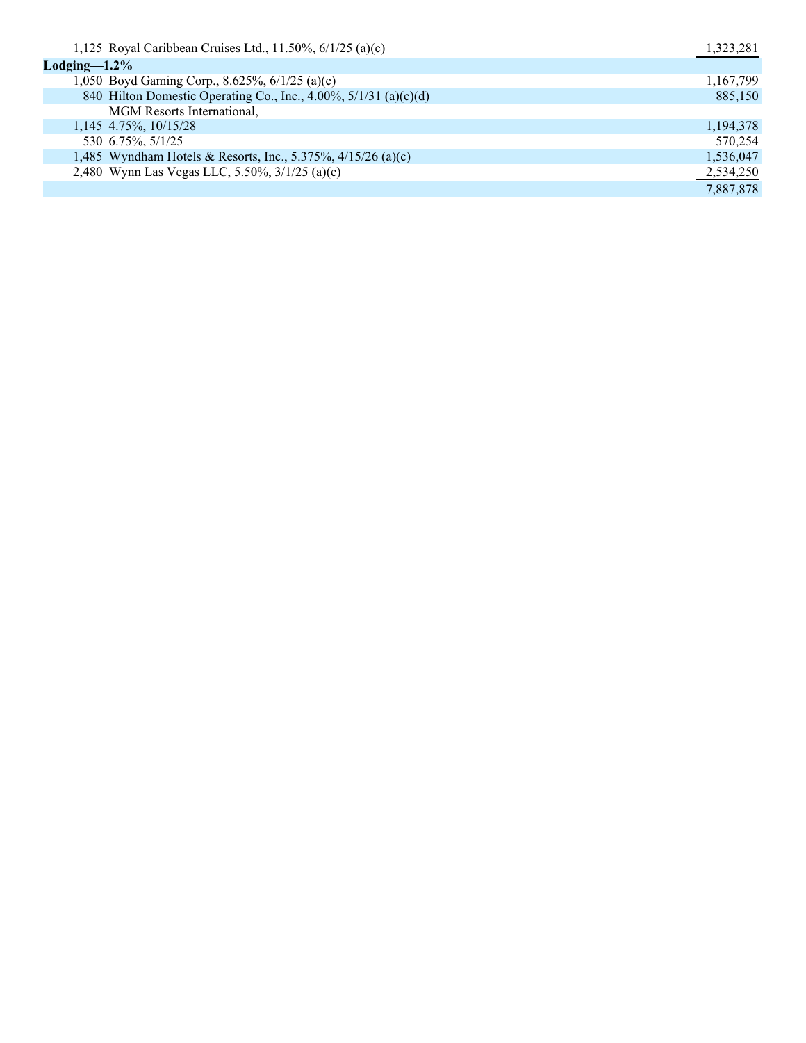| | | |
|---|---|---|
| 1,125 | Royal Caribbean Cruises Ltd., 11.50%, 6/1/25 (a)(c) | 1,323,281 |
| **Lodging—1.2%** | | |
| 1,050 | Boyd Gaming Corp., 8.625%, 6/1/25 (a)(c) | 1,167,799 |
| 840 | Hilton Domestic Operating Co., Inc., 4.00%, 5/1/31 (a)(c)(d) | 885,150 |
| | MGM Resorts International, | |
| 1,145 | 4.75%, 10/15/28 | 1,194,378 |
| 530 | 6.75%, 5/1/25 | 570,254 |
| 1,485 | Wyndham Hotels & Resorts, Inc., 5.375%, 4/15/26 (a)(c) | 1,536,047 |
| 2,480 | Wynn Las Vegas LLC, 5.50%, 3/1/25 (a)(c) | 2,534,250 |
| | | 7,887,878 |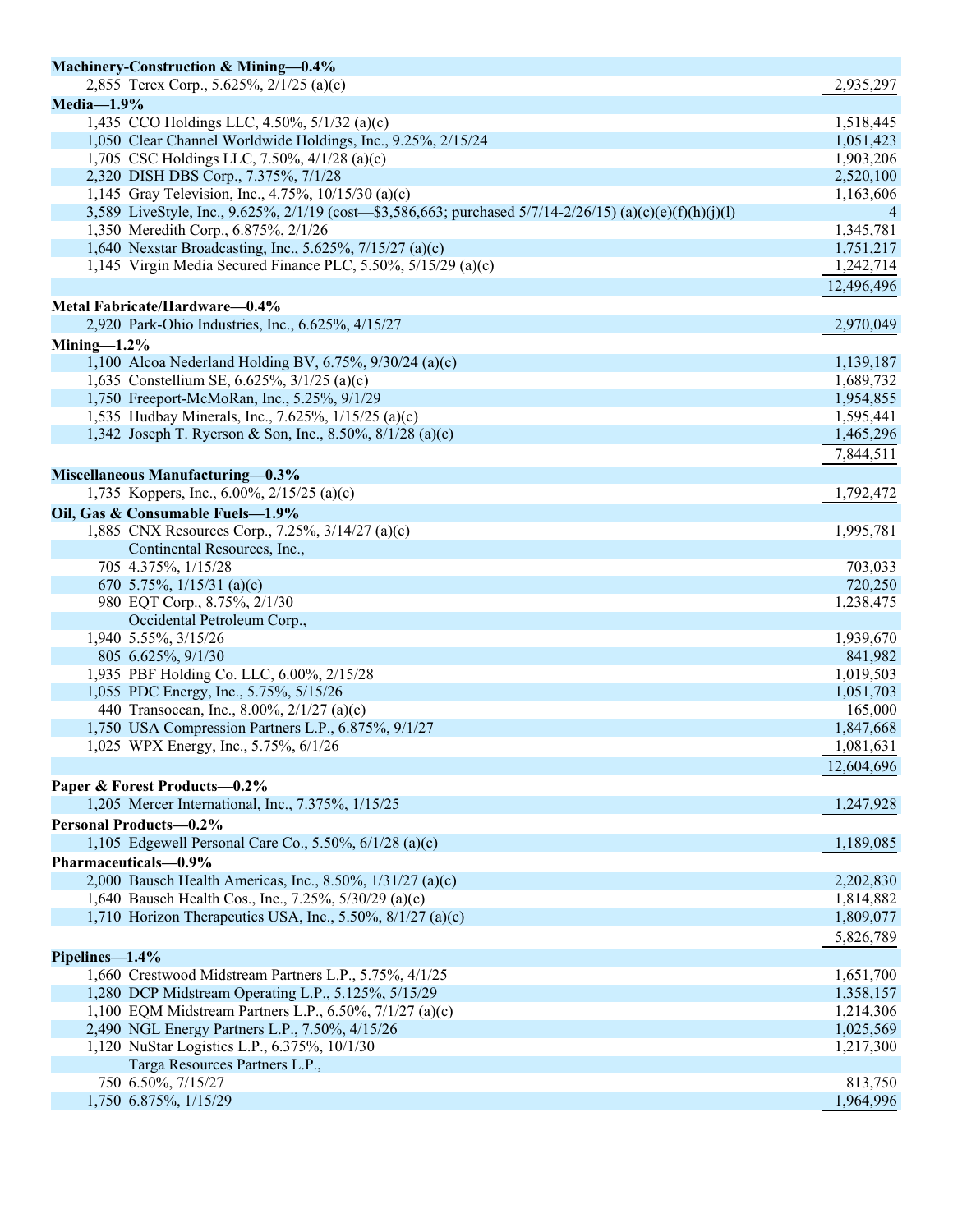| Principal Amount (000s) | Description | Value |
|---|---|---|
| **Machinery-Construction & Mining—0.4%** | | |
| 2,855 | Terex Corp., 5.625%, 2/1/25 (a)(c) | 2,935,297 |
| **Media—1.9%** | | |
| 1,435 | CCO Holdings LLC, 4.50%, 5/1/32 (a)(c) | 1,518,445 |
| 1,050 | Clear Channel Worldwide Holdings, Inc., 9.25%, 2/15/24 | 1,051,423 |
| 1,705 | CSC Holdings LLC, 7.50%, 4/1/28 (a)(c) | 1,903,206 |
| 2,320 | DISH DBS Corp., 7.375%, 7/1/28 | 2,520,100 |
| 1,145 | Gray Television, Inc., 4.75%, 10/15/30 (a)(c) | 1,163,606 |
| 3,589 | LiveStyle, Inc., 9.625%, 2/1/19 (cost—$3,586,663; purchased 5/7/14-2/26/15) (a)(c)(e)(f)(h)(j)(l) | 4 |
| 1,350 | Meredith Corp., 6.875%, 2/1/26 | 1,345,781 |
| 1,640 | Nexstar Broadcasting, Inc., 5.625%, 7/15/27 (a)(c) | 1,751,217 |
| 1,145 | Virgin Media Secured Finance PLC, 5.50%, 5/15/29 (a)(c) | 1,242,714 |
| | | 12,496,496 |
| **Metal Fabricate/Hardware—0.4%** | | |
| 2,920 | Park-Ohio Industries, Inc., 6.625%, 4/15/27 | 2,970,049 |
| **Mining—1.2%** | | |
| 1,100 | Alcoa Nederland Holding BV, 6.75%, 9/30/24 (a)(c) | 1,139,187 |
| 1,635 | Constellium SE, 6.625%, 3/1/25 (a)(c) | 1,689,732 |
| 1,750 | Freeport-McMoRan, Inc., 5.25%, 9/1/29 | 1,954,855 |
| 1,535 | Hudbay Minerals, Inc., 7.625%, 1/15/25 (a)(c) | 1,595,441 |
| 1,342 | Joseph T. Ryerson & Son, Inc., 8.50%, 8/1/28 (a)(c) | 1,465,296 |
| | | 7,844,511 |
| **Miscellaneous Manufacturing—0.3%** | | |
| 1,735 | Koppers, Inc., 6.00%, 2/15/25 (a)(c) | 1,792,472 |
| **Oil, Gas & Consumable Fuels—1.9%** | | |
| 1,885 | CNX Resources Corp., 7.25%, 3/14/27 (a)(c) | 1,995,781 |
| | Continental Resources, Inc., | |
| 705 | 4.375%, 1/15/28 | 703,033 |
| 670 | 5.75%, 1/15/31 (a)(c) | 720,250 |
| 980 | EQT Corp., 8.75%, 2/1/30 | 1,238,475 |
| | Occidental Petroleum Corp., | |
| 1,940 | 5.55%, 3/15/26 | 1,939,670 |
| 805 | 6.625%, 9/1/30 | 841,982 |
| 1,935 | PBF Holding Co. LLC, 6.00%, 2/15/28 | 1,019,503 |
| 1,055 | PDC Energy, Inc., 5.75%, 5/15/26 | 1,051,703 |
| 440 | Transocean, Inc., 8.00%, 2/1/27 (a)(c) | 165,000 |
| 1,750 | USA Compression Partners L.P., 6.875%, 9/1/27 | 1,847,668 |
| 1,025 | WPX Energy, Inc., 5.75%, 6/1/26 | 1,081,631 |
| | | 12,604,696 |
| **Paper & Forest Products—0.2%** | | |
| 1,205 | Mercer International, Inc., 7.375%, 1/15/25 | 1,247,928 |
| **Personal Products—0.2%** | | |
| 1,105 | Edgewell Personal Care Co., 5.50%, 6/1/28 (a)(c) | 1,189,085 |
| **Pharmaceuticals—0.9%** | | |
| 2,000 | Bausch Health Americas, Inc., 8.50%, 1/31/27 (a)(c) | 2,202,830 |
| 1,640 | Bausch Health Cos., Inc., 7.25%, 5/30/29 (a)(c) | 1,814,882 |
| 1,710 | Horizon Therapeutics USA, Inc., 5.50%, 8/1/27 (a)(c) | 1,809,077 |
| | | 5,826,789 |
| **Pipelines—1.4%** | | |
| 1,660 | Crestwood Midstream Partners L.P., 5.75%, 4/1/25 | 1,651,700 |
| 1,280 | DCP Midstream Operating L.P., 5.125%, 5/15/29 | 1,358,157 |
| 1,100 | EQM Midstream Partners L.P., 6.50%, 7/1/27 (a)(c) | 1,214,306 |
| 2,490 | NGL Energy Partners L.P., 7.50%, 4/15/26 | 1,025,569 |
| 1,120 | NuStar Logistics L.P., 6.375%, 10/1/30 | 1,217,300 |
| | Targa Resources Partners L.P., | |
| 750 | 6.50%, 7/15/27 | 813,750 |
| 1,750 | 6.875%, 1/15/29 | 1,964,996 |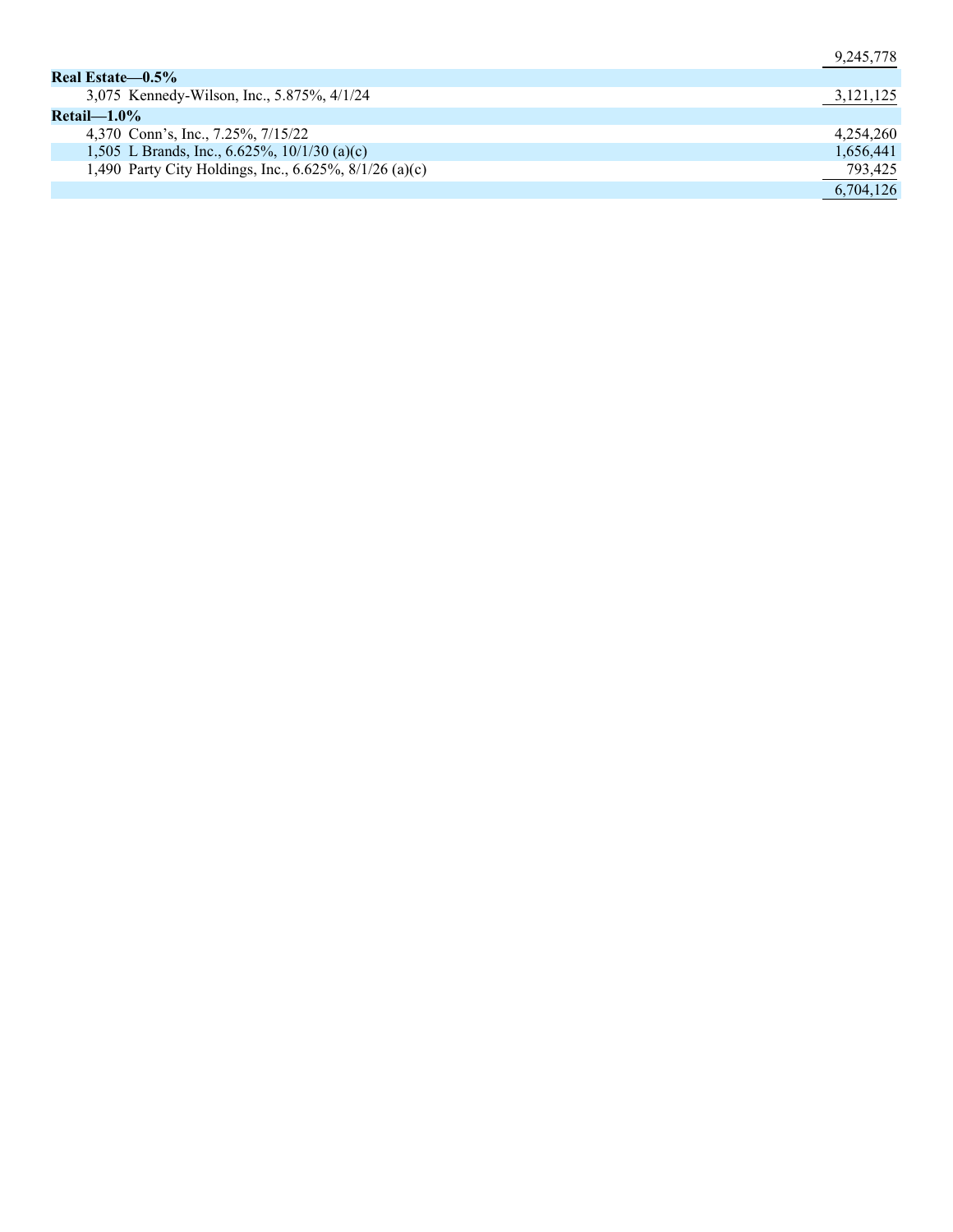| | |
|---|---|
| | 9,245,778 |
| **Real Estate—0.5%** | |
| 3,075 Kennedy-Wilson, Inc., 5.875%, 4/1/24 | 3,121,125 |
| **Retail—1.0%** | |
| 4,370 Conn's, Inc., 7.25%, 7/15/22 | 4,254,260 |
| 1,505 L Brands, Inc., 6.625%, 10/1/30 (a)(c) | 1,656,441 |
| 1,490 Party City Holdings, Inc., 6.625%, 8/1/26 (a)(c) | 793,425 |
| | 6,704,126 |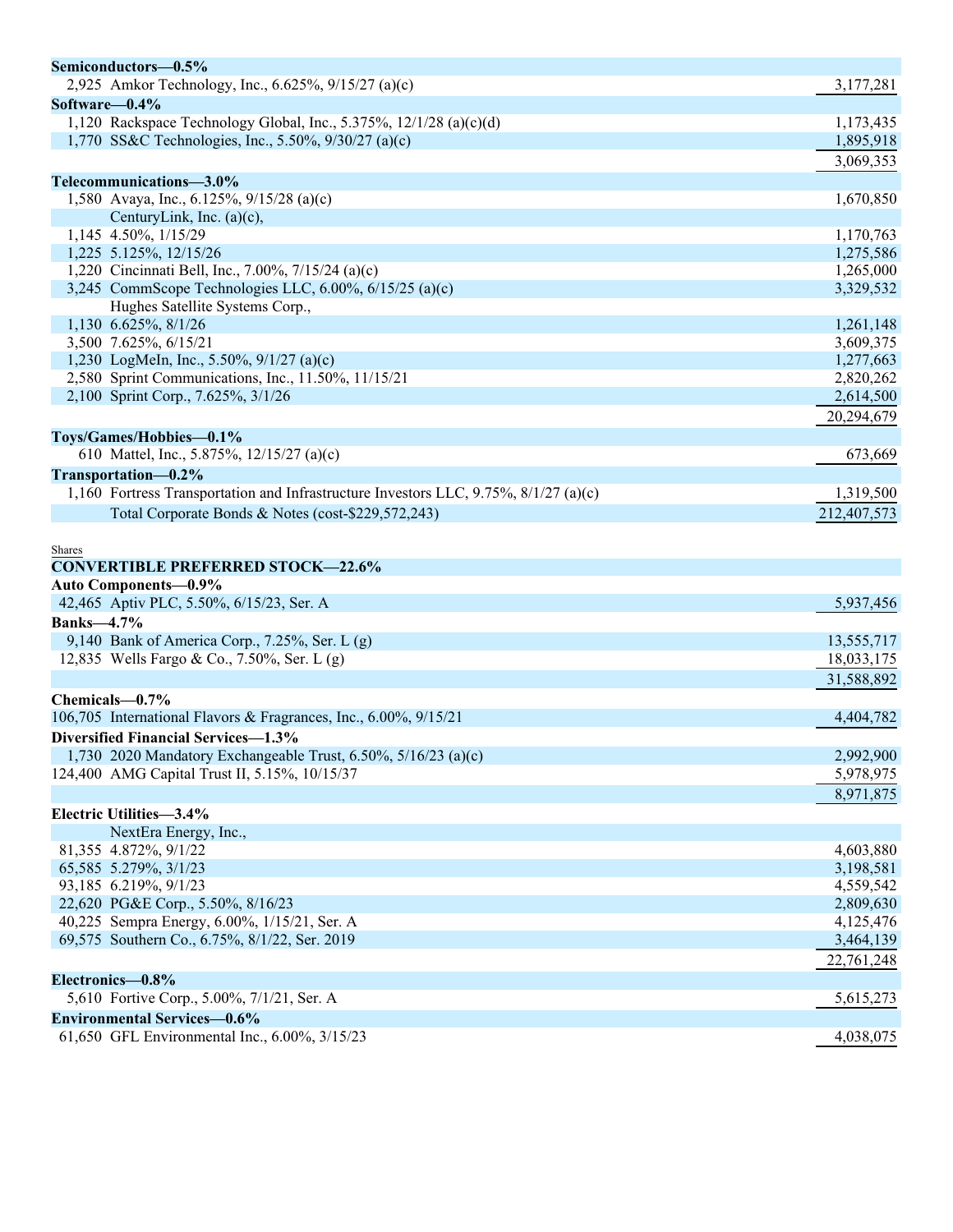| | | Value |
|---|---|---|
| **Semiconductors—0.5%** | | |
| 2,925 | Amkor Technology, Inc., 6.625%, 9/15/27 (a)(c) | 3,177,281 |
| **Software—0.4%** | | |
| 1,120 | Rackspace Technology Global, Inc., 5.375%, 12/1/28 (a)(c)(d) | 1,173,435 |
| 1,770 | SS&C Technologies, Inc., 5.50%, 9/30/27 (a)(c) | 1,895,918 |
| | | 3,069,353 |
| **Telecommunications—3.0%** | | |
| 1,580 | Avaya, Inc., 6.125%, 9/15/28 (a)(c) | 1,670,850 |
| | CenturyLink, Inc. (a)(c), | |
| 1,145 | 4.50%, 1/15/29 | 1,170,763 |
| 1,225 | 5.125%, 12/15/26 | 1,275,586 |
| 1,220 | Cincinnati Bell, Inc., 7.00%, 7/15/24 (a)(c) | 1,265,000 |
| 3,245 | CommScope Technologies LLC, 6.00%, 6/15/25 (a)(c) | 3,329,532 |
| | Hughes Satellite Systems Corp., | |
| 1,130 | 6.625%, 8/1/26 | 1,261,148 |
| 3,500 | 7.625%, 6/15/21 | 3,609,375 |
| 1,230 | LogMeIn, Inc., 5.50%, 9/1/27 (a)(c) | 1,277,663 |
| 2,580 | Sprint Communications, Inc., 11.50%, 11/15/21 | 2,820,262 |
| 2,100 | Sprint Corp., 7.625%, 3/1/26 | 2,614,500 |
| | | 20,294,679 |
| **Toys/Games/Hobbies—0.1%** | | |
| 610 | Mattel, Inc., 5.875%, 12/15/27 (a)(c) | 673,669 |
| **Transportation—0.2%** | | |
| 1,160 | Fortress Transportation and Infrastructure Investors LLC, 9.75%, 8/1/27 (a)(c) | 1,319,500 |
| | Total Corporate Bonds & Notes (cost-$229,572,243) | 212,407,573 |

| Shares | | |
|---|---|---|
| **CONVERTIBLE PREFERRED STOCK—22.6%** | | |
| **Auto Components—0.9%** | | |
| 42,465 | Aptiv PLC, 5.50%, 6/15/23, Ser. A | 5,937,456 |
| **Banks—4.7%** | | |
| 9,140 | Bank of America Corp., 7.25%, Ser. L (g) | 13,555,717 |
| 12,835 | Wells Fargo & Co., 7.50%, Ser. L (g) | 18,033,175 |
| | | 31,588,892 |
| **Chemicals—0.7%** | | |
| 106,705 | International Flavors & Fragrances, Inc., 6.00%, 9/15/21 | 4,404,782 |
| **Diversified Financial Services—1.3%** | | |
| 1,730 | 2020 Mandatory Exchangeable Trust, 6.50%, 5/16/23 (a)(c) | 2,992,900 |
| 124,400 | AMG Capital Trust II, 5.15%, 10/15/37 | 5,978,975 |
| | | 8,971,875 |
| **Electric Utilities—3.4%** | | |
| | NextEra Energy, Inc., | |
| 81,355 | 4.872%, 9/1/22 | 4,603,880 |
| 65,585 | 5.279%, 3/1/23 | 3,198,581 |
| 93,185 | 6.219%, 9/1/23 | 4,559,542 |
| 22,620 | PG&E Corp., 5.50%, 8/16/23 | 2,809,630 |
| 40,225 | Sempra Energy, 6.00%, 1/15/21, Ser. A | 4,125,476 |
| 69,575 | Southern Co., 6.75%, 8/1/22, Ser. 2019 | 3,464,139 |
| | | 22,761,248 |
| **Electronics—0.8%** | | |
| 5,610 | Fortive Corp., 5.00%, 7/1/21, Ser. A | 5,615,273 |
| **Environmental Services—0.6%** | | |
| 61,650 | GFL Environmental Inc., 6.00%, 3/15/23 | 4,038,075 |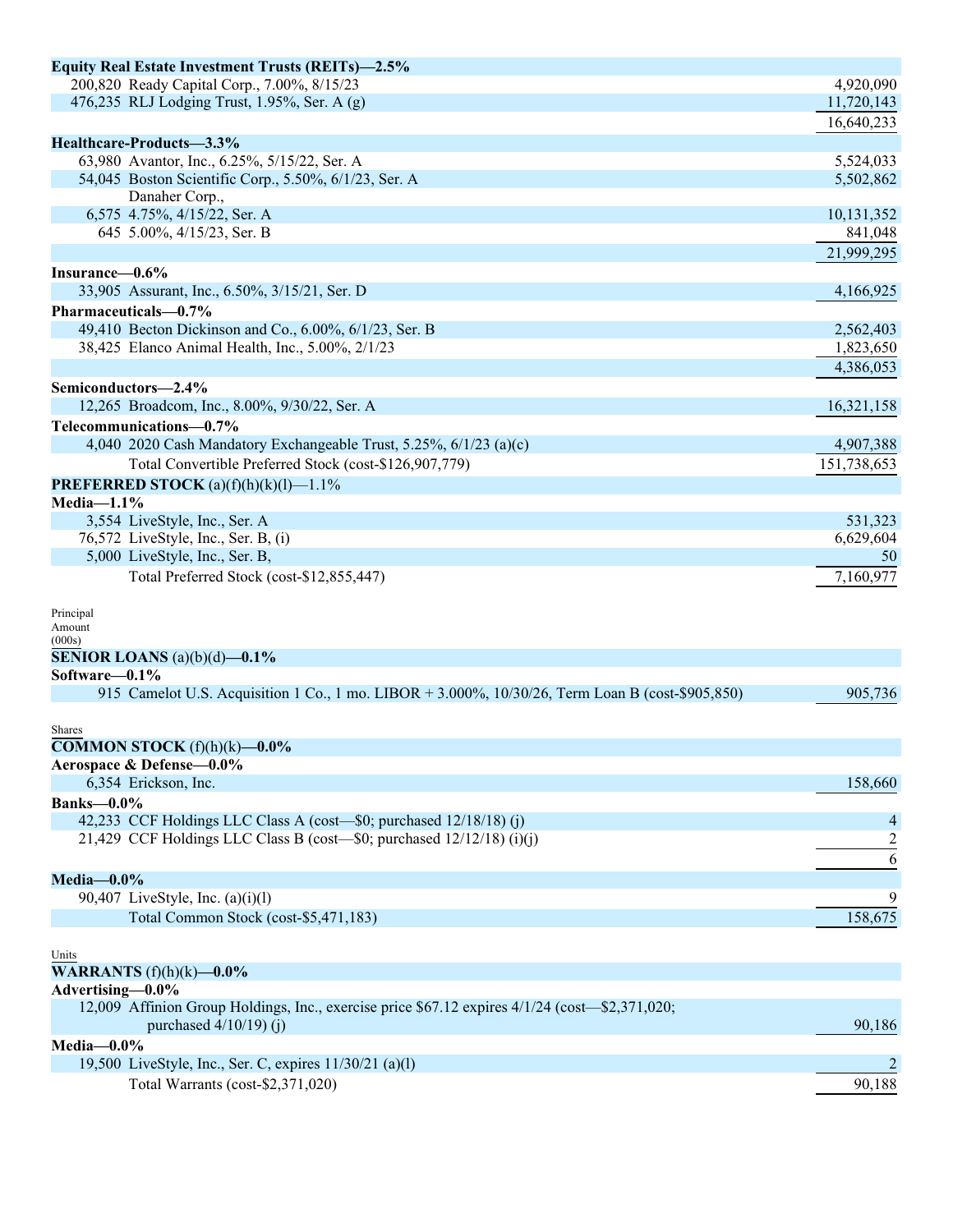| Shares | Description | Value |
|---|---|---|
| | **Equity Real Estate Investment Trusts (REITs)—2.5%** | |
| 200,820 | Ready Capital Corp., 7.00%, 8/15/23 | 4,920,090 |
| 476,235 | RLJ Lodging Trust, 1.95%, Ser. A (g) | 11,720,143 |
| | | 16,640,233 |
| | **Healthcare-Products—3.3%** | |
| 63,980 | Avantor, Inc., 6.25%, 5/15/22, Ser. A | 5,524,033 |
| 54,045 | Boston Scientific Corp., 5.50%, 6/1/23, Ser. A | 5,502,862 |
| | Danaher Corp., | |
| 6,575 | 4.75%, 4/15/22, Ser. A | 10,131,352 |
| 645 | 5.00%, 4/15/23, Ser. B | 841,048 |
| | | 21,999,295 |
| | **Insurance—0.6%** | |
| 33,905 | Assurant, Inc., 6.50%, 3/15/21, Ser. D | 4,166,925 |
| | **Pharmaceuticals—0.7%** | |
| 49,410 | Becton Dickinson and Co., 6.00%, 6/1/23, Ser. B | 2,562,403 |
| 38,425 | Elanco Animal Health, Inc., 5.00%, 2/1/23 | 1,823,650 |
| | | 4,386,053 |
| | **Semiconductors—2.4%** | |
| 12,265 | Broadcom, Inc., 8.00%, 9/30/22, Ser. A | 16,321,158 |
| | **Telecommunications—0.7%** | |
| 4,040 | 2020 Cash Mandatory Exchangeable Trust, 5.25%, 6/1/23 (a)(c) | 4,907,388 |
| | Total Convertible Preferred Stock (cost-$126,907,779) | 151,738,653 |
| | **PREFERRED STOCK** (a)(f)(h)(k)(l)—1.1% | |
| | **Media—1.1%** | |
| 3,554 | LiveStyle, Inc., Ser. A | 531,323 |
| 76,572 | LiveStyle, Inc., Ser. B, (i) | 6,629,604 |
| 5,000 | LiveStyle, Inc., Ser. B, | 50 |
| | Total Preferred Stock (cost-$12,855,447) | 7,160,977 |
| **Principal Amount (000s)** | | |
| | **SENIOR LOANS** (a)(b)(d)**—0.1%** | |
| | **Software—0.1%** | |
| 915 | Camelot U.S. Acquisition 1 Co., 1 mo. LIBOR + 3.000%, 10/30/26, Term Loan B (cost-$905,850) | 905,736 |
| **Shares** | | |
| | **COMMON STOCK** (f)(h)(k)**—0.0%** | |
| | **Aerospace & Defense—0.0%** | |
| 6,354 | Erickson, Inc. | 158,660 |
| | **Banks—0.0%** | |
| 42,233 | CCF Holdings LLC Class A (cost—$0; purchased 12/18/18) (j) | 4 |
| 21,429 | CCF Holdings LLC Class B (cost—$0; purchased 12/12/18) (i)(j) | 2 |
| | | 6 |
| | **Media—0.0%** | |
| 90,407 | LiveStyle, Inc. (a)(i)(l) | 9 |
| | Total Common Stock (cost-$5,471,183) | 158,675 |
| **Units** | | |
| | **WARRANTS** (f)(h)(k)**—0.0%** | |
| | **Advertising—0.0%** | |
| 12,009 | Affinion Group Holdings, Inc., exercise price $67.12 expires 4/1/24 (cost—$2,371,020; purchased 4/10/19) (j) | 90,186 |
| | **Media—0.0%** | |
| 19,500 | LiveStyle, Inc., Ser. C, expires 11/30/21 (a)(l) | 2 |
| | Total Warrants (cost-$2,371,020) | 90,188 |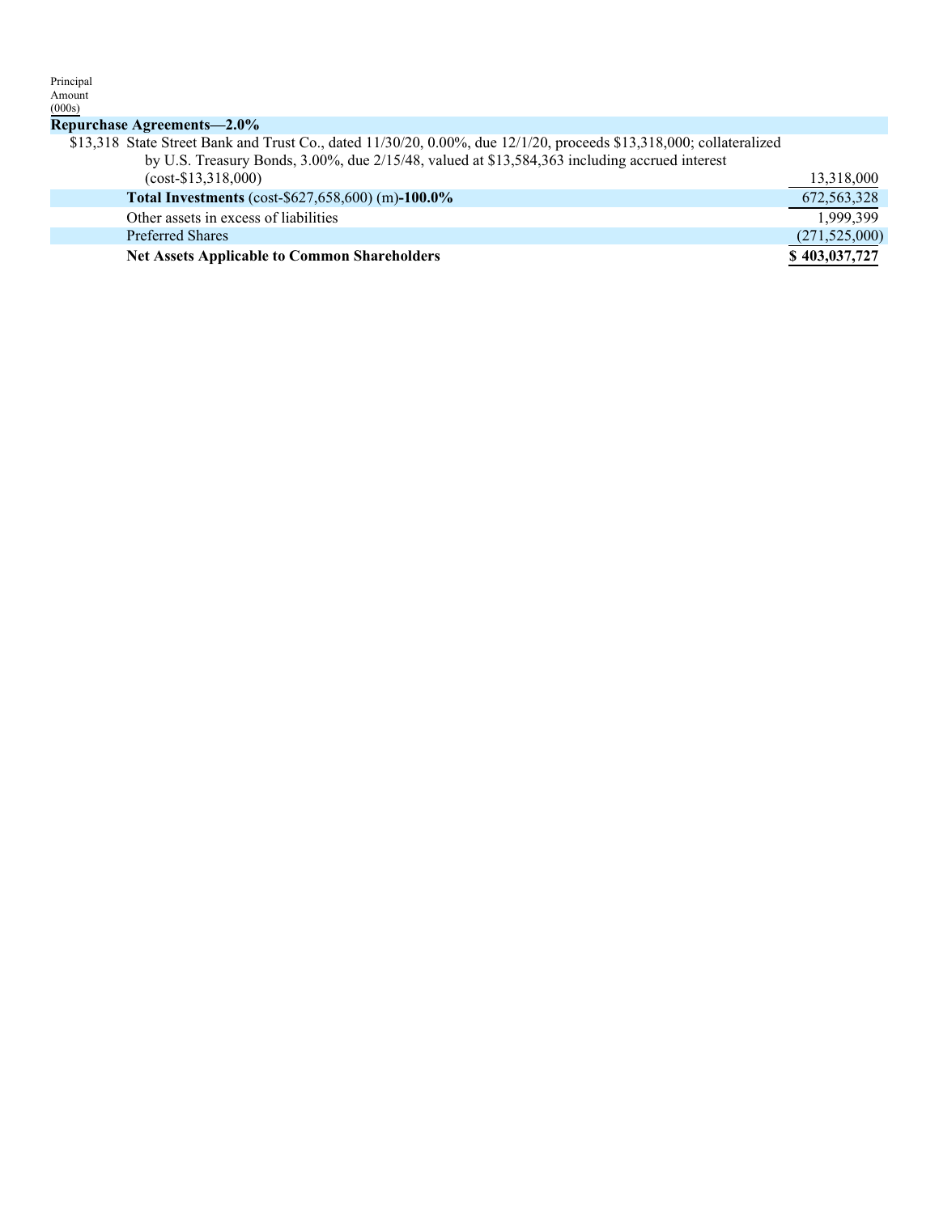| Principal Amount (000s) | | |
|---|---|---|
| **Repurchase Agreements—2.0%** | | |
| $13,318 | State Street Bank and Trust Co., dated 11/30/20, 0.00%, due 12/1/20, proceeds $13,318,000; collateralized by U.S. Treasury Bonds, 3.00%, due 2/15/48, valued at $13,584,363 including accrued interest (cost-$13,318,000) | 13,318,000 |
| | **Total Investments** (cost-$627,658,600) (m)**-100.0%** | 672,563,328 |
| | Other assets in excess of liabilities | 1,999,399 |
| | Preferred Shares | (271,525,000) |
| | **Net Assets Applicable to Common Shareholders** | **$ 403,037,727** |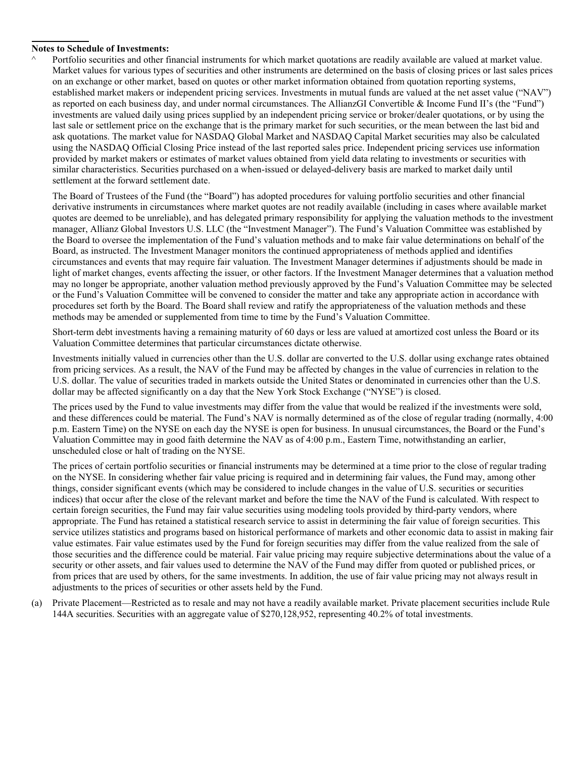**Notes to Schedule of Investments:**

^ Portfolio securities and other financial instruments for which market quotations are readily available are valued at market value. Market values for various types of securities and other instruments are determined on the basis of closing prices or last sales prices on an exchange or other market, based on quotes or other market information obtained from quotation reporting systems, established market makers or independent pricing services. Investments in mutual funds are valued at the net asset value ("NAV") as reported on each business day, and under normal circumstances. The AllianzGI Convertible & Income Fund II's (the "Fund") investments are valued daily using prices supplied by an independent pricing service or broker/dealer quotations, or by using the last sale or settlement price on the exchange that is the primary market for such securities, or the mean between the last bid and ask quotations. The market value for NASDAQ Global Market and NASDAQ Capital Market securities may also be calculated using the NASDAQ Official Closing Price instead of the last reported sales price. Independent pricing services use information provided by market makers or estimates of market values obtained from yield data relating to investments or securities with similar characteristics. Securities purchased on a when-issued or delayed-delivery basis are marked to market daily until settlement at the forward settlement date.

The Board of Trustees of the Fund (the "Board") has adopted procedures for valuing portfolio securities and other financial derivative instruments in circumstances where market quotes are not readily available (including in cases where available market quotes are deemed to be unreliable), and has delegated primary responsibility for applying the valuation methods to the investment manager, Allianz Global Investors U.S. LLC (the "Investment Manager"). The Fund's Valuation Committee was established by the Board to oversee the implementation of the Fund's valuation methods and to make fair value determinations on behalf of the Board, as instructed. The Investment Manager monitors the continued appropriateness of methods applied and identifies circumstances and events that may require fair valuation. The Investment Manager determines if adjustments should be made in light of market changes, events affecting the issuer, or other factors. If the Investment Manager determines that a valuation method may no longer be appropriate, another valuation method previously approved by the Fund's Valuation Committee may be selected or the Fund's Valuation Committee will be convened to consider the matter and take any appropriate action in accordance with procedures set forth by the Board. The Board shall review and ratify the appropriateness of the valuation methods and these methods may be amended or supplemented from time to time by the Fund's Valuation Committee.

Short-term debt investments having a remaining maturity of 60 days or less are valued at amortized cost unless the Board or its Valuation Committee determines that particular circumstances dictate otherwise.

Investments initially valued in currencies other than the U.S. dollar are converted to the U.S. dollar using exchange rates obtained from pricing services. As a result, the NAV of the Fund may be affected by changes in the value of currencies in relation to the U.S. dollar. The value of securities traded in markets outside the United States or denominated in currencies other than the U.S. dollar may be affected significantly on a day that the New York Stock Exchange ("NYSE") is closed.

The prices used by the Fund to value investments may differ from the value that would be realized if the investments were sold, and these differences could be material. The Fund's NAV is normally determined as of the close of regular trading (normally, 4:00 p.m. Eastern Time) on the NYSE on each day the NYSE is open for business. In unusual circumstances, the Board or the Fund's Valuation Committee may in good faith determine the NAV as of 4:00 p.m., Eastern Time, notwithstanding an earlier, unscheduled close or halt of trading on the NYSE.

The prices of certain portfolio securities or financial instruments may be determined at a time prior to the close of regular trading on the NYSE. In considering whether fair value pricing is required and in determining fair values, the Fund may, among other things, consider significant events (which may be considered to include changes in the value of U.S. securities or securities indices) that occur after the close of the relevant market and before the time the NAV of the Fund is calculated. With respect to certain foreign securities, the Fund may fair value securities using modeling tools provided by third-party vendors, where appropriate. The Fund has retained a statistical research service to assist in determining the fair value of foreign securities. This service utilizes statistics and programs based on historical performance of markets and other economic data to assist in making fair value estimates. Fair value estimates used by the Fund for foreign securities may differ from the value realized from the sale of those securities and the difference could be material. Fair value pricing may require subjective determinations about the value of a security or other assets, and fair values used to determine the NAV of the Fund may differ from quoted or published prices, or from prices that are used by others, for the same investments. In addition, the use of fair value pricing may not always result in adjustments to the prices of securities or other assets held by the Fund.

(a) Private Placement—Restricted as to resale and may not have a readily available market. Private placement securities include Rule 144A securities. Securities with an aggregate value of $270,128,952, representing 40.2% of total investments.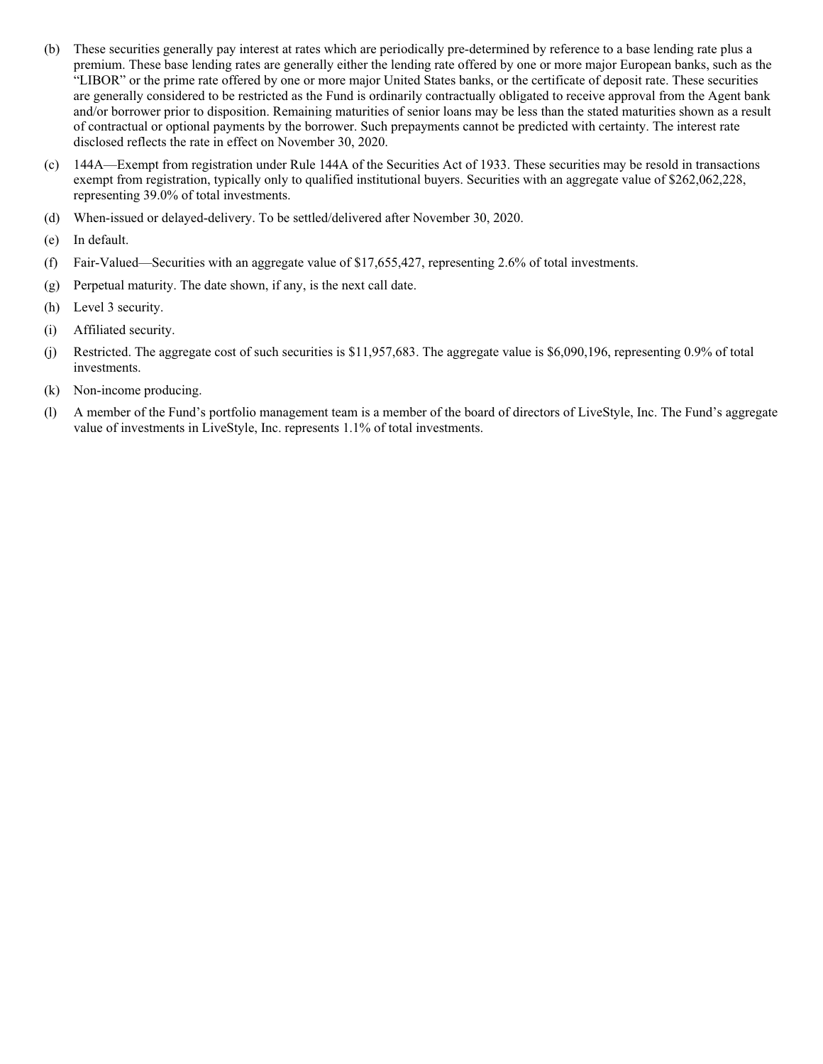(b) These securities generally pay interest at rates which are periodically pre-determined by reference to a base lending rate plus a premium. These base lending rates are generally either the lending rate offered by one or more major European banks, such as the "LIBOR" or the prime rate offered by one or more major United States banks, or the certificate of deposit rate. These securities are generally considered to be restricted as the Fund is ordinarily contractually obligated to receive approval from the Agent bank and/or borrower prior to disposition. Remaining maturities of senior loans may be less than the stated maturities shown as a result of contractual or optional payments by the borrower. Such prepayments cannot be predicted with certainty. The interest rate disclosed reflects the rate in effect on November 30, 2020.

(c) 144A—Exempt from registration under Rule 144A of the Securities Act of 1933. These securities may be resold in transactions exempt from registration, typically only to qualified institutional buyers. Securities with an aggregate value of $262,062,228, representing 39.0% of total investments.

(d) When-issued or delayed-delivery. To be settled/delivered after November 30, 2020.

(e) In default.

(f) Fair-Valued—Securities with an aggregate value of $17,655,427, representing 2.6% of total investments.

(g) Perpetual maturity. The date shown, if any, is the next call date.

(h) Level 3 security.

(i) Affiliated security.

(j) Restricted. The aggregate cost of such securities is $11,957,683. The aggregate value is $6,090,196, representing 0.9% of total investments.

(k) Non-income producing.

(l) A member of the Fund's portfolio management team is a member of the board of directors of LiveStyle, Inc. The Fund's aggregate value of investments in LiveStyle, Inc. represents 1.1% of total investments.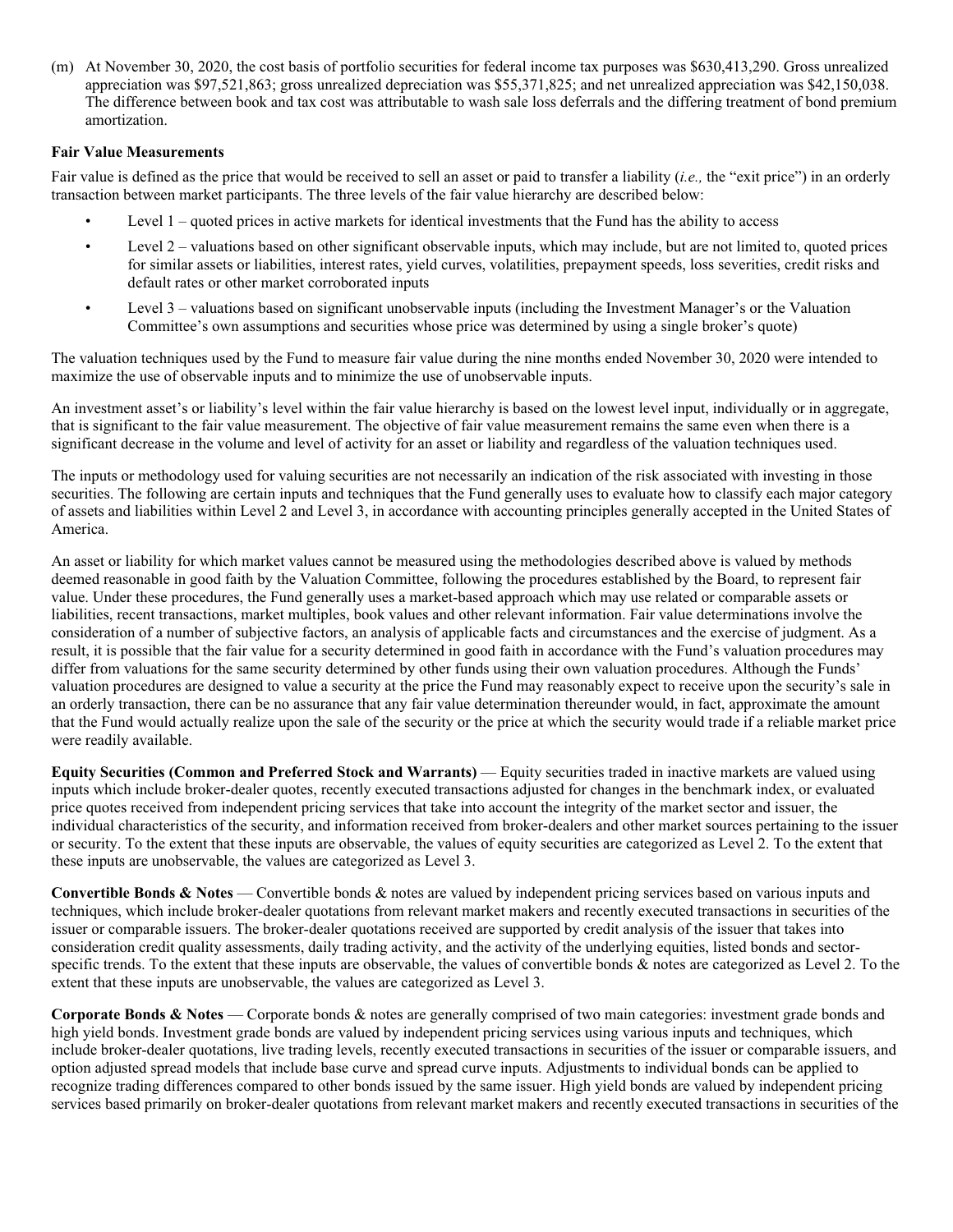(m) At November 30, 2020, the cost basis of portfolio securities for federal income tax purposes was $630,413,290. Gross unrealized appreciation was $97,521,863; gross unrealized depreciation was $55,371,825; and net unrealized appreciation was $42,150,038. The difference between book and tax cost was attributable to wash sale loss deferrals and the differing treatment of bond premium amortization.

**Fair Value Measurements**

Fair value is defined as the price that would be received to sell an asset or paid to transfer a liability (*i.e.,* the "exit price") in an orderly transaction between market participants. The three levels of the fair value hierarchy are described below:

- Level 1 – quoted prices in active markets for identical investments that the Fund has the ability to access
- Level 2 – valuations based on other significant observable inputs, which may include, but are not limited to, quoted prices for similar assets or liabilities, interest rates, yield curves, volatilities, prepayment speeds, loss severities, credit risks and default rates or other market corroborated inputs
- Level 3 – valuations based on significant unobservable inputs (including the Investment Manager's or the Valuation Committee's own assumptions and securities whose price was determined by using a single broker's quote)

The valuation techniques used by the Fund to measure fair value during the nine months ended November 30, 2020 were intended to maximize the use of observable inputs and to minimize the use of unobservable inputs.

An investment asset's or liability's level within the fair value hierarchy is based on the lowest level input, individually or in aggregate, that is significant to the fair value measurement. The objective of fair value measurement remains the same even when there is a significant decrease in the volume and level of activity for an asset or liability and regardless of the valuation techniques used.

The inputs or methodology used for valuing securities are not necessarily an indication of the risk associated with investing in those securities. The following are certain inputs and techniques that the Fund generally uses to evaluate how to classify each major category of assets and liabilities within Level 2 and Level 3, in accordance with accounting principles generally accepted in the United States of America.

An asset or liability for which market values cannot be measured using the methodologies described above is valued by methods deemed reasonable in good faith by the Valuation Committee, following the procedures established by the Board, to represent fair value. Under these procedures, the Fund generally uses a market-based approach which may use related or comparable assets or liabilities, recent transactions, market multiples, book values and other relevant information. Fair value determinations involve the consideration of a number of subjective factors, an analysis of applicable facts and circumstances and the exercise of judgment. As a result, it is possible that the fair value for a security determined in good faith in accordance with the Fund's valuation procedures may differ from valuations for the same security determined by other funds using their own valuation procedures. Although the Funds' valuation procedures are designed to value a security at the price the Fund may reasonably expect to receive upon the security's sale in an orderly transaction, there can be no assurance that any fair value determination thereunder would, in fact, approximate the amount that the Fund would actually realize upon the sale of the security or the price at which the security would trade if a reliable market price were readily available.

**Equity Securities (Common and Preferred Stock and Warrants)** — Equity securities traded in inactive markets are valued using inputs which include broker-dealer quotes, recently executed transactions adjusted for changes in the benchmark index, or evaluated price quotes received from independent pricing services that take into account the integrity of the market sector and issuer, the individual characteristics of the security, and information received from broker-dealers and other market sources pertaining to the issuer or security. To the extent that these inputs are observable, the values of equity securities are categorized as Level 2. To the extent that these inputs are unobservable, the values are categorized as Level 3.

**Convertible Bonds & Notes** — Convertible bonds & notes are valued by independent pricing services based on various inputs and techniques, which include broker-dealer quotations from relevant market makers and recently executed transactions in securities of the issuer or comparable issuers. The broker-dealer quotations received are supported by credit analysis of the issuer that takes into consideration credit quality assessments, daily trading activity, and the activity of the underlying equities, listed bonds and sector-specific trends. To the extent that these inputs are observable, the values of convertible bonds & notes are categorized as Level 2. To the extent that these inputs are unobservable, the values are categorized as Level 3.

**Corporate Bonds & Notes** — Corporate bonds & notes are generally comprised of two main categories: investment grade bonds and high yield bonds. Investment grade bonds are valued by independent pricing services using various inputs and techniques, which include broker-dealer quotations, live trading levels, recently executed transactions in securities of the issuer or comparable issuers, and option adjusted spread models that include base curve and spread curve inputs. Adjustments to individual bonds can be applied to recognize trading differences compared to other bonds issued by the same issuer. High yield bonds are valued by independent pricing services based primarily on broker-dealer quotations from relevant market makers and recently executed transactions in securities of the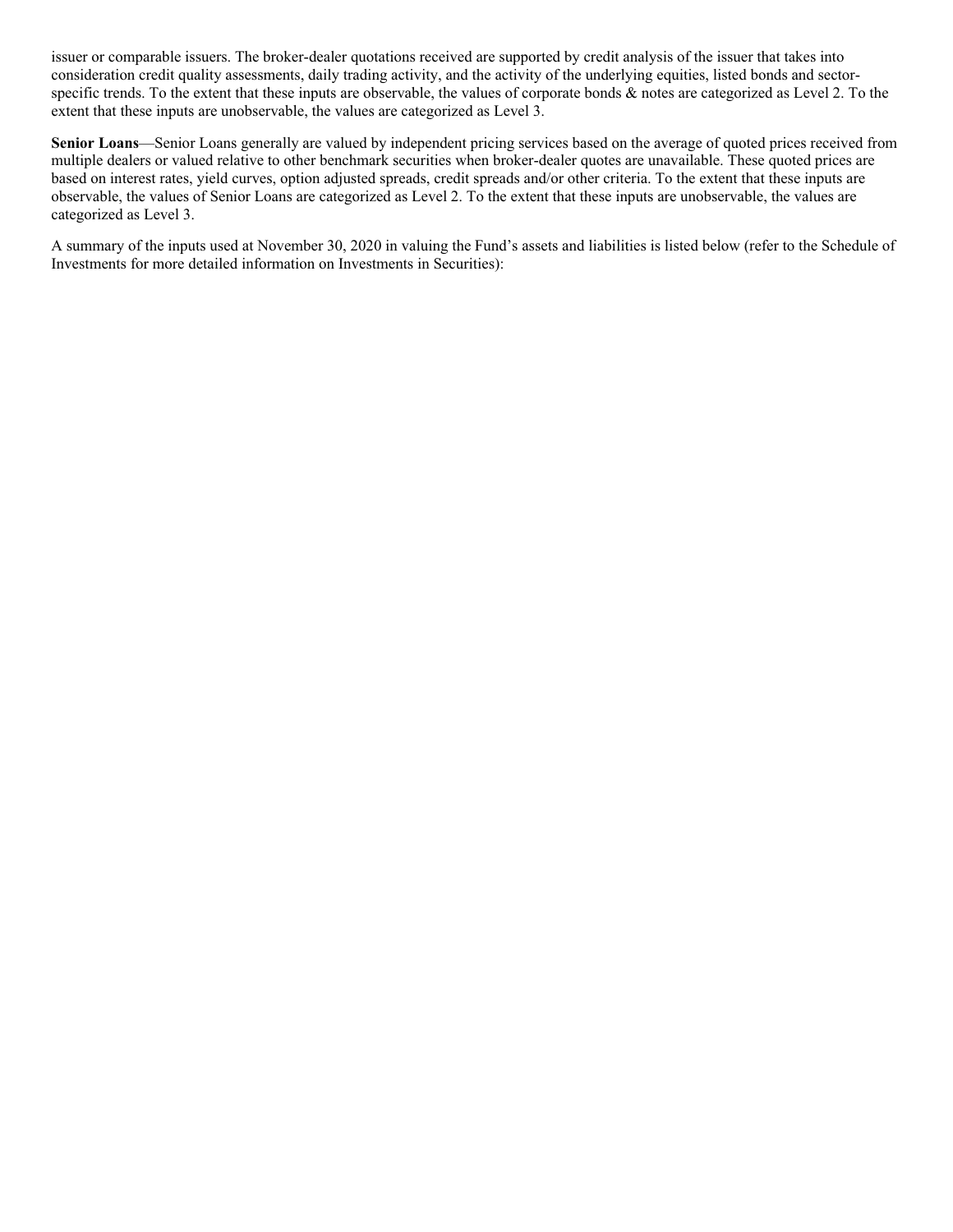issuer or comparable issuers. The broker-dealer quotations received are supported by credit analysis of the issuer that takes into consideration credit quality assessments, daily trading activity, and the activity of the underlying equities, listed bonds and sector-specific trends. To the extent that these inputs are observable, the values of corporate bonds & notes are categorized as Level 2. To the extent that these inputs are unobservable, the values are categorized as Level 3.

**Senior Loans**—Senior Loans generally are valued by independent pricing services based on the average of quoted prices received from multiple dealers or valued relative to other benchmark securities when broker-dealer quotes are unavailable. These quoted prices are based on interest rates, yield curves, option adjusted spreads, credit spreads and/or other criteria. To the extent that these inputs are observable, the values of Senior Loans are categorized as Level 2. To the extent that these inputs are unobservable, the values are categorized as Level 3.

A summary of the inputs used at November 30, 2020 in valuing the Fund's assets and liabilities is listed below (refer to the Schedule of Investments for more detailed information on Investments in Securities):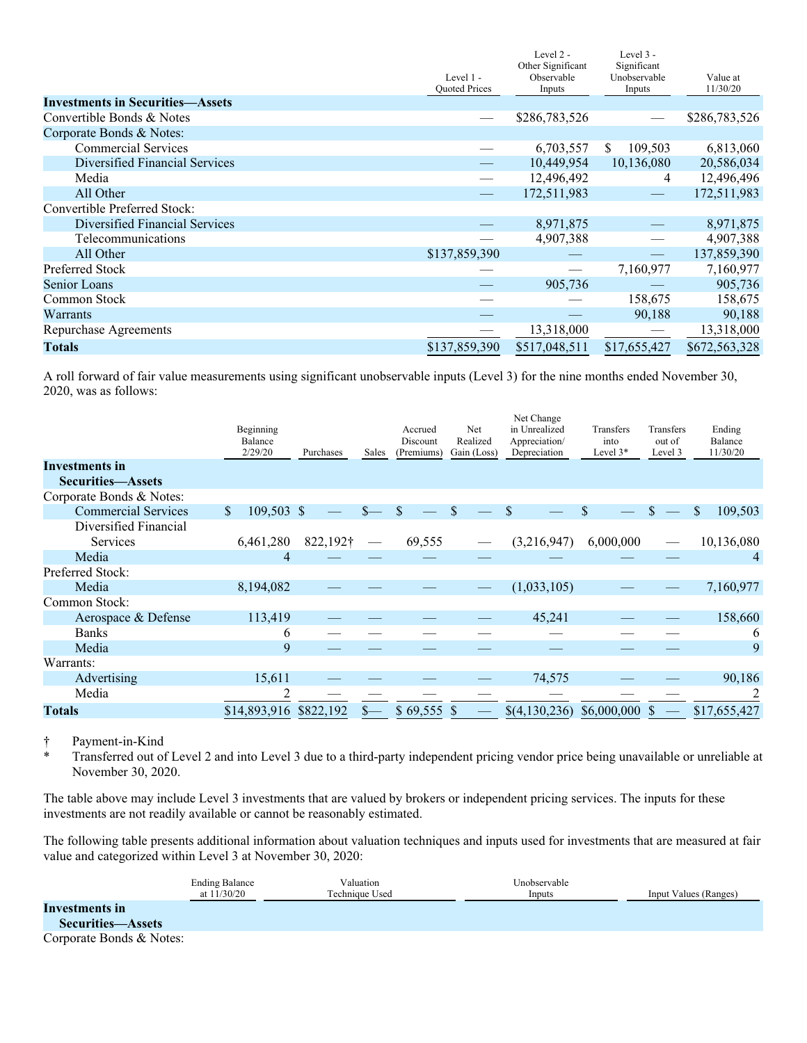| | Level 1 - Quoted Prices | Level 2 - Other Significant Observable Inputs | Level 3 - Significant Unobservable Inputs | Value at 11/30/20 |
|---|---|---|---|---|
| **Investments in Securities—Assets** | | | | |
| Convertible Bonds & Notes | — | $286,783,526 | — | $286,783,526 |
| Corporate Bonds & Notes: | | | | |
| Commercial Services | — | 6,703,557 | $ 109,503 | 6,813,060 |
| Diversified Financial Services | — | 10,449,954 | 10,136,080 | 20,586,034 |
| Media | — | 12,496,492 | 4 | 12,496,496 |
| All Other | — | 172,511,983 | — | 172,511,983 |
| Convertible Preferred Stock: | | | | |
| Diversified Financial Services | — | 8,971,875 | — | 8,971,875 |
| Telecommunications | — | 4,907,388 | — | 4,907,388 |
| All Other | $137,859,390 | — | — | 137,859,390 |
| Preferred Stock | — | — | 7,160,977 | 7,160,977 |
| Senior Loans | — | 905,736 | — | 905,736 |
| Common Stock | — | — | 158,675 | 158,675 |
| Warrants | — | — | 90,188 | 90,188 |
| Repurchase Agreements | — | 13,318,000 | — | 13,318,000 |
| **Totals** | $137,859,390 | $517,048,511 | $17,655,427 | $672,563,328 |

A roll forward of fair value measurements using significant unobservable inputs (Level 3) for the nine months ended November 30, 2020, was as follows:

| | Beginning Balance 2/29/20 | Purchases | Sales | Accrued Discount (Premiums) | Net Realized Gain (Loss) | Net Change in Unrealized Appreciation/ Depreciation | Transfers into Level 3* | Transfers out of Level 3 | Ending Balance 11/30/20 |
|---|---|---|---|---|---|---|---|---|---|
| **Investments in Securities—Assets** | | | | | | | | | |
| Corporate Bonds & Notes: | | | | | | | | | |
| Commercial Services | $ 109,503 | $ — | $— | $ — | $ — | $ — | $ — | $ — | $ 109,503 |
| Diversified Financial Services | 6,461,280 | 822,192† | — | 69,555 | — | (3,216,947) | 6,000,000 | — | 10,136,080 |
| Media | 4 | — | — | — | — | — | — | — | 4 |
| Preferred Stock: | | | | | | | | | |
| Media | 8,194,082 | — | — | — | — | (1,033,105) | — | — | 7,160,977 |
| Common Stock: | | | | | | | | | |
| Aerospace & Defense | 113,419 | — | — | — | — | 45,241 | — | — | 158,660 |
| Banks | 6 | — | — | — | — | — | — | — | 6 |
| Media | 9 | — | — | — | — | — | — | — | 9 |
| Warrants: | | | | | | | | | |
| Advertising | 15,611 | — | — | — | — | 74,575 | — | — | 90,186 |
| Media | 2 | — | — | — | — | — | — | — | 2 |
| **Totals** | $14,893,916 | $822,192 | $— | $ 69,555 | $ — | $(4,130,236) | $6,000,000 | $ — | $17,655,427 |

† Payment-in-Kind

\* Transferred out of Level 2 and into Level 3 due to a third-party independent pricing vendor price being unavailable or unreliable at November 30, 2020.

The table above may include Level 3 investments that are valued by brokers or independent pricing services. The inputs for these investments are not readily available or cannot be reasonably estimated.

The following table presents additional information about valuation techniques and inputs used for investments that are measured at fair value and categorized within Level 3 at November 30, 2020:

| | Ending Balance at 11/30/20 | Valuation Technique Used | Unobservable Inputs | Input Values (Ranges) |
|---|---|---|---|---|
| **Investments in Securities—Assets** | | | | |
| Corporate Bonds & Notes: | | | | |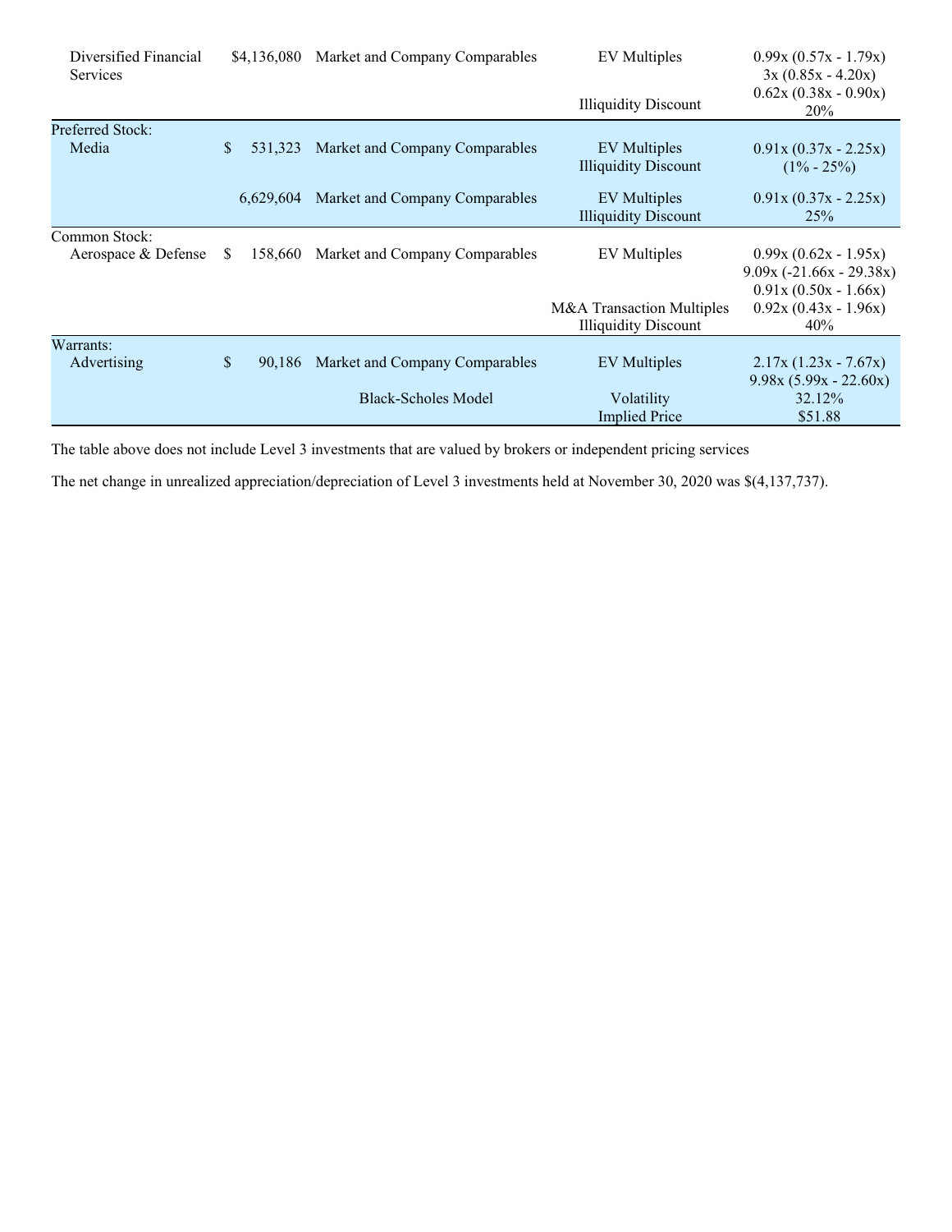| | | | | |
|---|---|---|---|---|
| Diversified Financial Services | $4,136,080 | Market and Company Comparables | EV Multiples | 0.99x (0.57x - 1.79x) |
| | | | | 3x (0.85x - 4.20x) |
| | | | | 0.62x (0.38x - 0.90x) |
| | | | Illiquidity Discount | 20% |
| Preferred Stock: | | | | |
| Media | $ 531,323 | Market and Company Comparables | EV Multiples | 0.91x (0.37x - 2.25x) |
| | | | Illiquidity Discount | (1% - 25%) |
| | 6,629,604 | Market and Company Comparables | EV Multiples | 0.91x (0.37x - 2.25x) |
| | | | Illiquidity Discount | 25% |
| Common Stock: | | | | |
| Aerospace & Defense | $ 158,660 | Market and Company Comparables | EV Multiples | 0.99x (0.62x - 1.95x) |
| | | | | 9.09x (-21.66x - 29.38x) |
| | | | | 0.91x (0.50x - 1.66x) |
| | | | M&A Transaction Multiples | 0.92x (0.43x - 1.96x) |
| | | | Illiquidity Discount | 40% |
| Warrants: | | | | |
| Advertising | $ 90,186 | Market and Company Comparables | EV Multiples | 2.17x (1.23x - 7.67x) |
| | | | | 9.98x (5.99x - 22.60x) |
| | | Black-Scholes Model | Volatility | 32.12% |
| | | | Implied Price | $51.88 |

The table above does not include Level 3 investments that are valued by brokers or independent pricing services

The net change in unrealized appreciation/depreciation of Level 3 investments held at November 30, 2020 was $(4,137,737).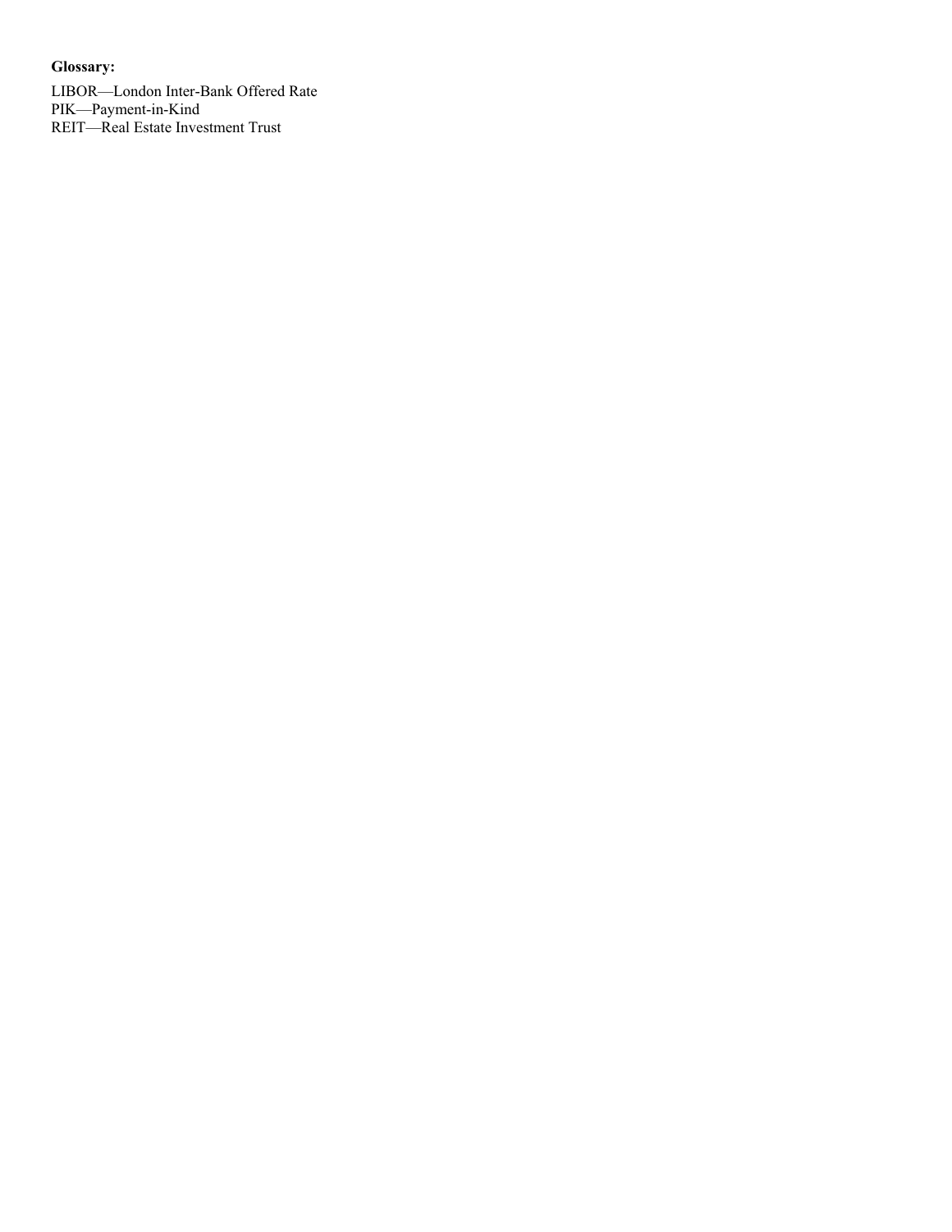**Glossary:**

LIBOR—London Inter-Bank Offered Rate
PIK—Payment-in-Kind
REIT—Real Estate Investment Trust